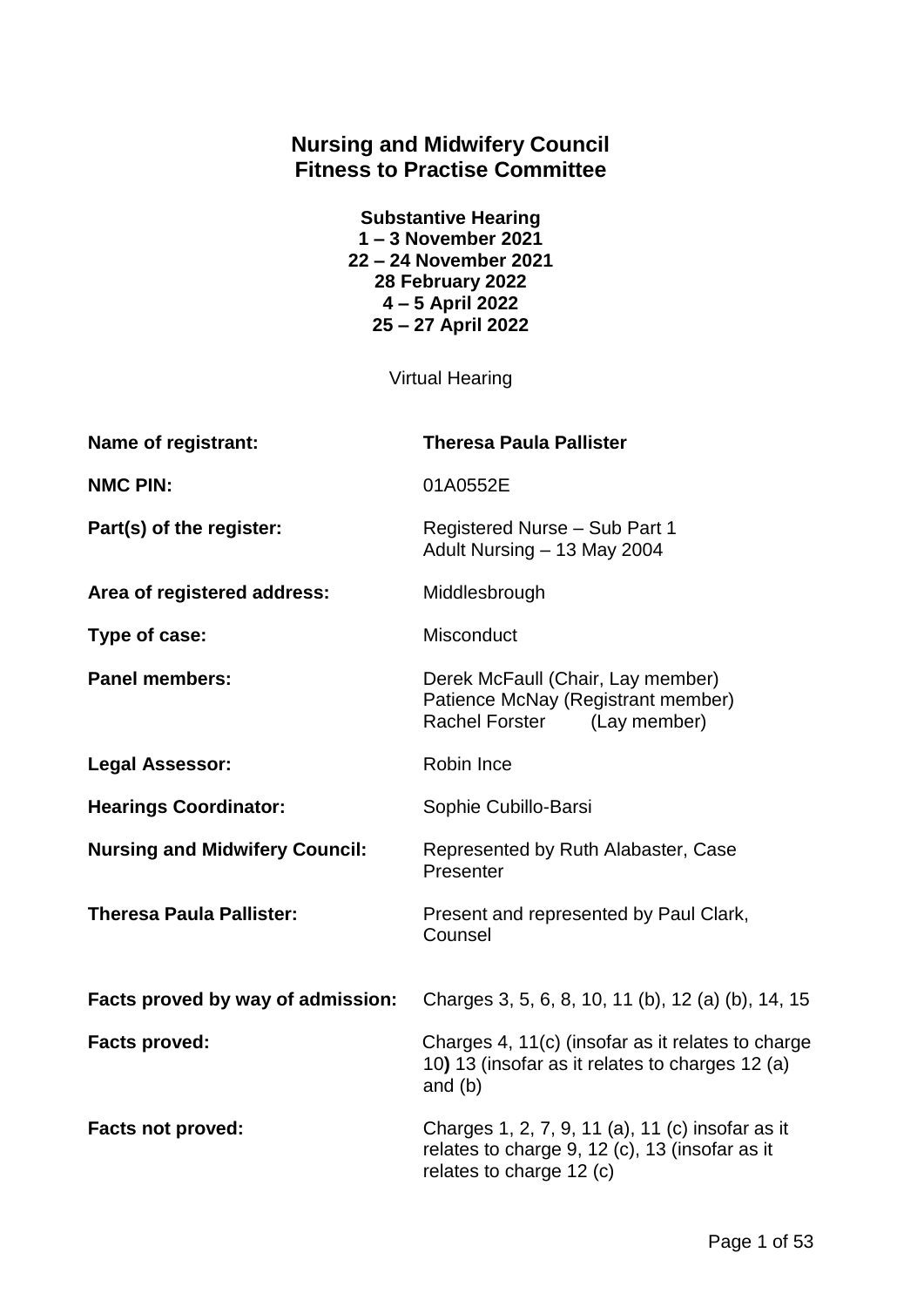# Nursing and Midwifery Council
# Fitness to Practise Committee

**Substantive Hearing**
**1 – 3 November 2021**
**22 – 24 November 2021**
**28 February 2022**
**4 – 5 April 2022**
**25 – 27 April 2022**

Virtual Hearing

| | |
|---|---|
| **Name of registrant:** | **Theresa Paula Pallister** |
| **NMC PIN:** | 01A0552E |
| **Part(s) of the register:** | Registered Nurse – Sub Part 1<br>Adult Nursing – 13 May 2004 |
| **Area of registered address:** | Middlesbrough |
| **Type of case:** | Misconduct |
| **Panel members:** | Derek McFaull (Chair, Lay member)<br>Patience McNay (Registrant member)<br>Rachel Forster (Lay member) |
| **Legal Assessor:** | Robin Ince |
| **Hearings Coordinator:** | Sophie Cubillo-Barsi |
| **Nursing and Midwifery Council:** | Represented by Ruth Alabaster, Case Presenter |
| **Theresa Paula Pallister:** | Present and represented by Paul Clark, Counsel |
| **Facts proved by way of admission:** | Charges 3, 5, 6, 8, 10, 11 (b), 12 (a) (b), 14, 15 |
| **Facts proved:** | Charges 4, 11(c) (insofar as it relates to charge 10**)** 13 (insofar as it relates to charges 12 (a) and (b) |
| **Facts not proved:** | Charges 1, 2, 7, 9, 11 (a), 11 (c) insofar as it relates to charge 9, 12 (c), 13 (insofar as it relates to charge 12 (c) |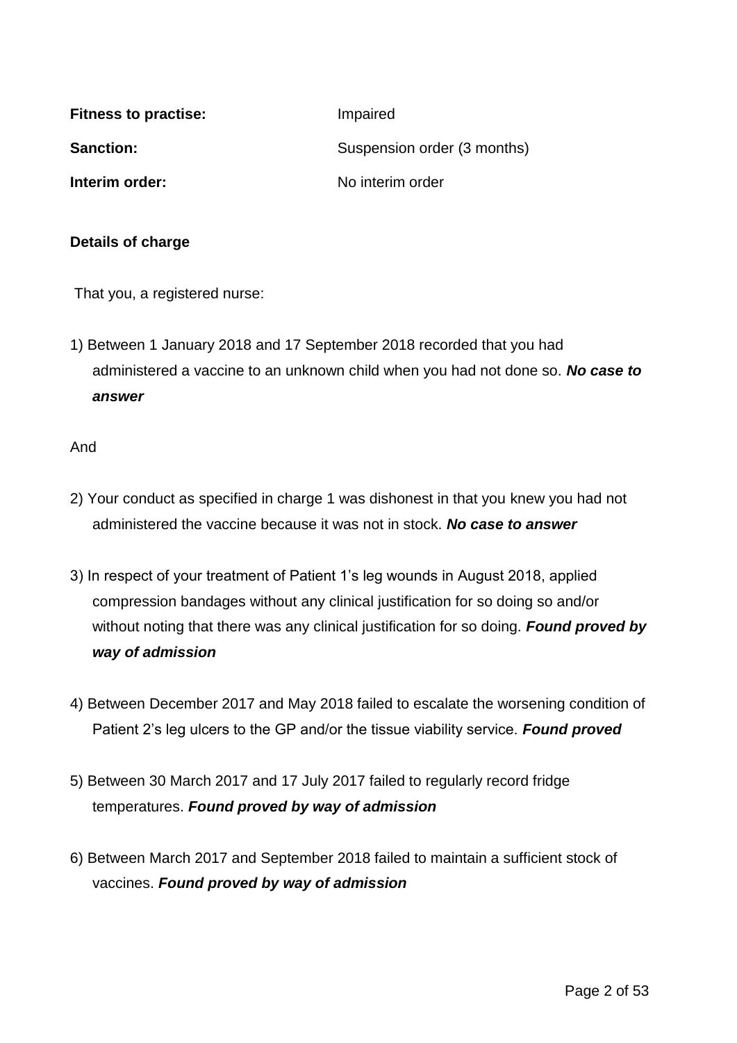**Fitness to practise:** Impaired

**Sanction:** Suspension order (3 months)

**Interim order:** No interim order

**Details of charge**

That you, a registered nurse:

1) Between 1 January 2018 and 17 September 2018 recorded that you had administered a vaccine to an unknown child when you had not done so. ***No case to answer***

And

2) Your conduct as specified in charge 1 was dishonest in that you knew you had not administered the vaccine because it was not in stock. ***No case to answer***

3) In respect of your treatment of Patient 1's leg wounds in August 2018, applied compression bandages without any clinical justification for so doing so and/or without noting that there was any clinical justification for so doing. ***Found proved by way of admission***

4) Between December 2017 and May 2018 failed to escalate the worsening condition of Patient 2's leg ulcers to the GP and/or the tissue viability service. ***Found proved***

5) Between 30 March 2017 and 17 July 2017 failed to regularly record fridge temperatures. ***Found proved by way of admission***

6) Between March 2017 and September 2018 failed to maintain a sufficient stock of vaccines. ***Found proved by way of admission***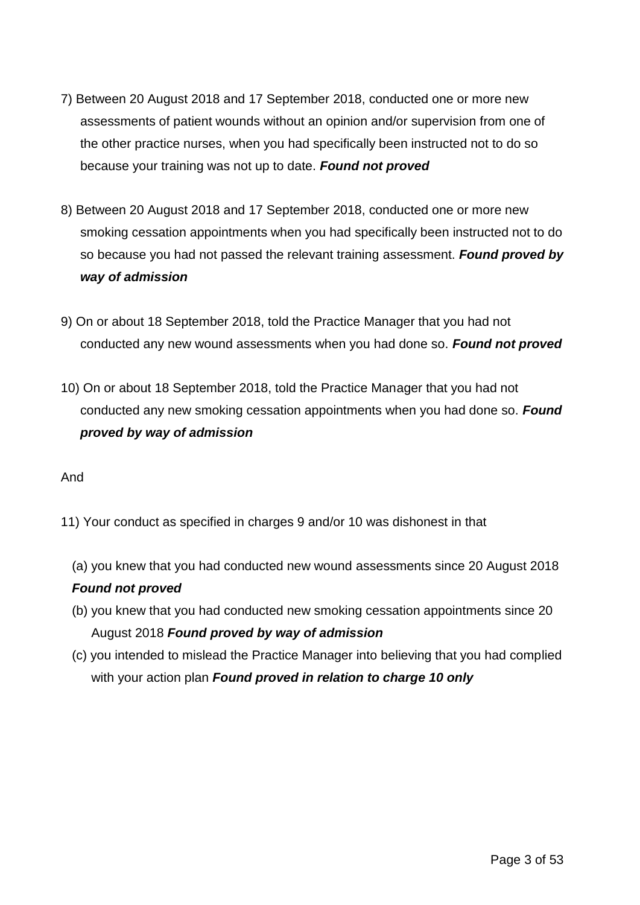7) Between 20 August 2018 and 17 September 2018, conducted one or more new assessments of patient wounds without an opinion and/or supervision from one of the other practice nurses, when you had specifically been instructed not to do so because your training was not up to date. ***Found not proved***

8) Between 20 August 2018 and 17 September 2018, conducted one or more new smoking cessation appointments when you had specifically been instructed not to do so because you had not passed the relevant training assessment. ***Found proved by way of admission***

9) On or about 18 September 2018, told the Practice Manager that you had not conducted any new wound assessments when you had done so. ***Found not proved***

10) On or about 18 September 2018, told the Practice Manager that you had not conducted any new smoking cessation appointments when you had done so. ***Found proved by way of admission***

And

11) Your conduct as specified in charges 9 and/or 10 was dishonest in that

(a) you knew that you had conducted new wound assessments since 20 August 2018 ***Found not proved***

(b) you knew that you had conducted new smoking cessation appointments since 20 August 2018 ***Found proved by way of admission***

(c) you intended to mislead the Practice Manager into believing that you had complied with your action plan ***Found proved in relation to charge 10 only***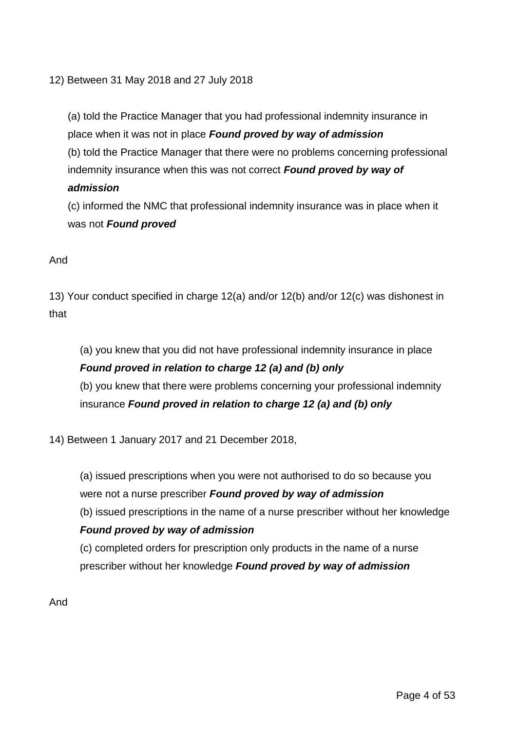12) Between 31 May 2018 and 27 July 2018

(a) told the Practice Manager that you had professional indemnity insurance in place when it was not in place ***Found proved by way of admission***
(b) told the Practice Manager that there were no problems concerning professional indemnity insurance when this was not correct ***Found proved by way of admission***
(c) informed the NMC that professional indemnity insurance was in place when it was not ***Found proved***

And

13) Your conduct specified in charge 12(a) and/or 12(b) and/or 12(c) was dishonest in that

(a) you knew that you did not have professional indemnity insurance in place ***Found proved in relation to charge 12 (a) and (b) only***
(b) you knew that there were problems concerning your professional indemnity insurance ***Found proved in relation to charge 12 (a) and (b) only***

14) Between 1 January 2017 and 21 December 2018,

(a) issued prescriptions when you were not authorised to do so because you were not a nurse prescriber ***Found proved by way of admission***
(b) issued prescriptions in the name of a nurse prescriber without her knowledge ***Found proved by way of admission***
(c) completed orders for prescription only products in the name of a nurse prescriber without her knowledge ***Found proved by way of admission***

And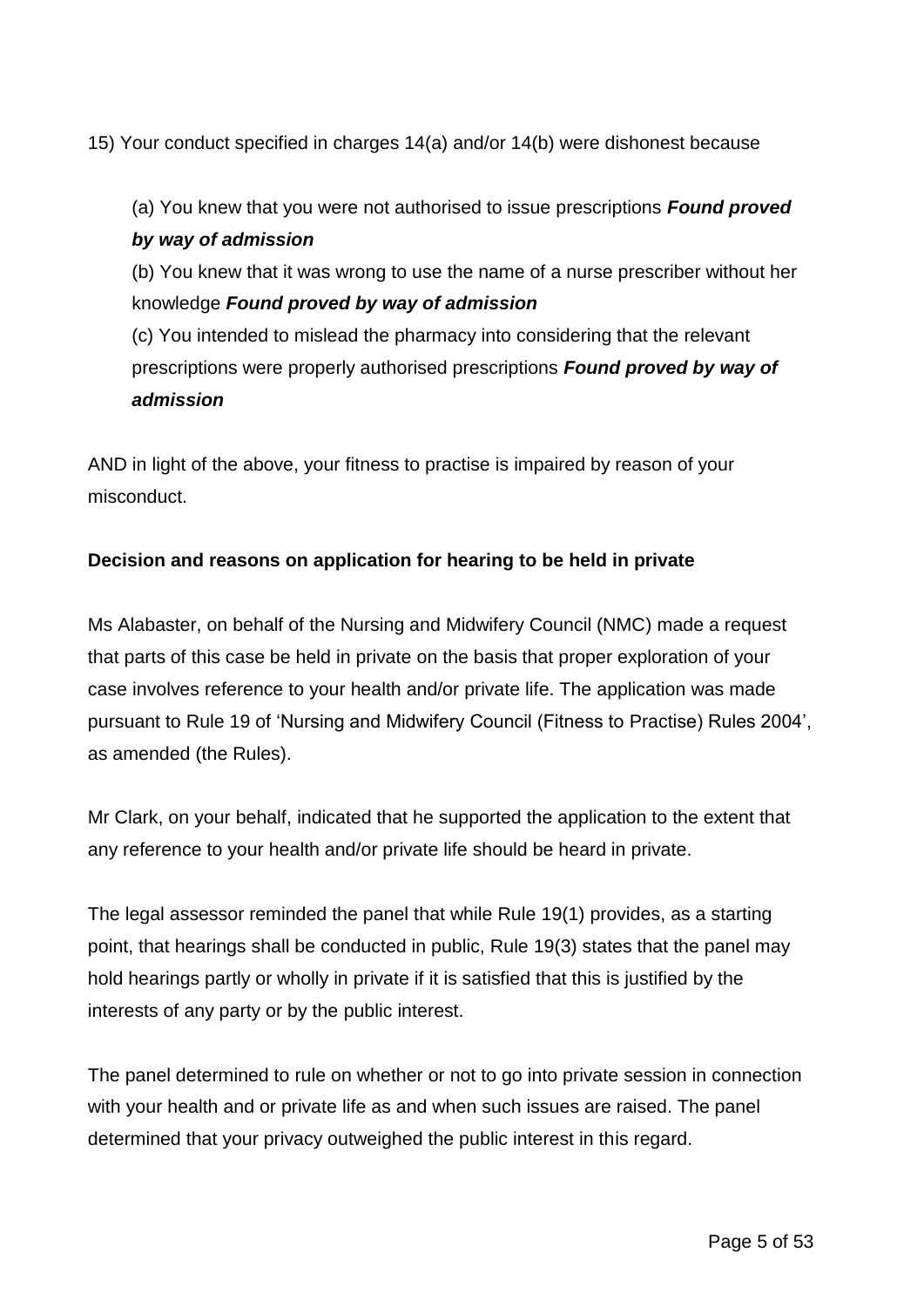15) Your conduct specified in charges 14(a) and/or 14(b) were dishonest because

(a) You knew that you were not authorised to issue prescriptions ***Found proved by way of admission***

(b) You knew that it was wrong to use the name of a nurse prescriber without her knowledge ***Found proved by way of admission***

(c) You intended to mislead the pharmacy into considering that the relevant prescriptions were properly authorised prescriptions ***Found proved by way of admission***

AND in light of the above, your fitness to practise is impaired by reason of your misconduct.

**Decision and reasons on application for hearing to be held in private**

Ms Alabaster, on behalf of the Nursing and Midwifery Council (NMC) made a request that parts of this case be held in private on the basis that proper exploration of your case involves reference to your health and/or private life. The application was made pursuant to Rule 19 of 'Nursing and Midwifery Council (Fitness to Practise) Rules 2004', as amended (the Rules).

Mr Clark, on your behalf, indicated that he supported the application to the extent that any reference to your health and/or private life should be heard in private.

The legal assessor reminded the panel that while Rule 19(1) provides, as a starting point, that hearings shall be conducted in public, Rule 19(3) states that the panel may hold hearings partly or wholly in private if it is satisfied that this is justified by the interests of any party or by the public interest.

The panel determined to rule on whether or not to go into private session in connection with your health and or private life as and when such issues are raised. The panel determined that your privacy outweighed the public interest in this regard.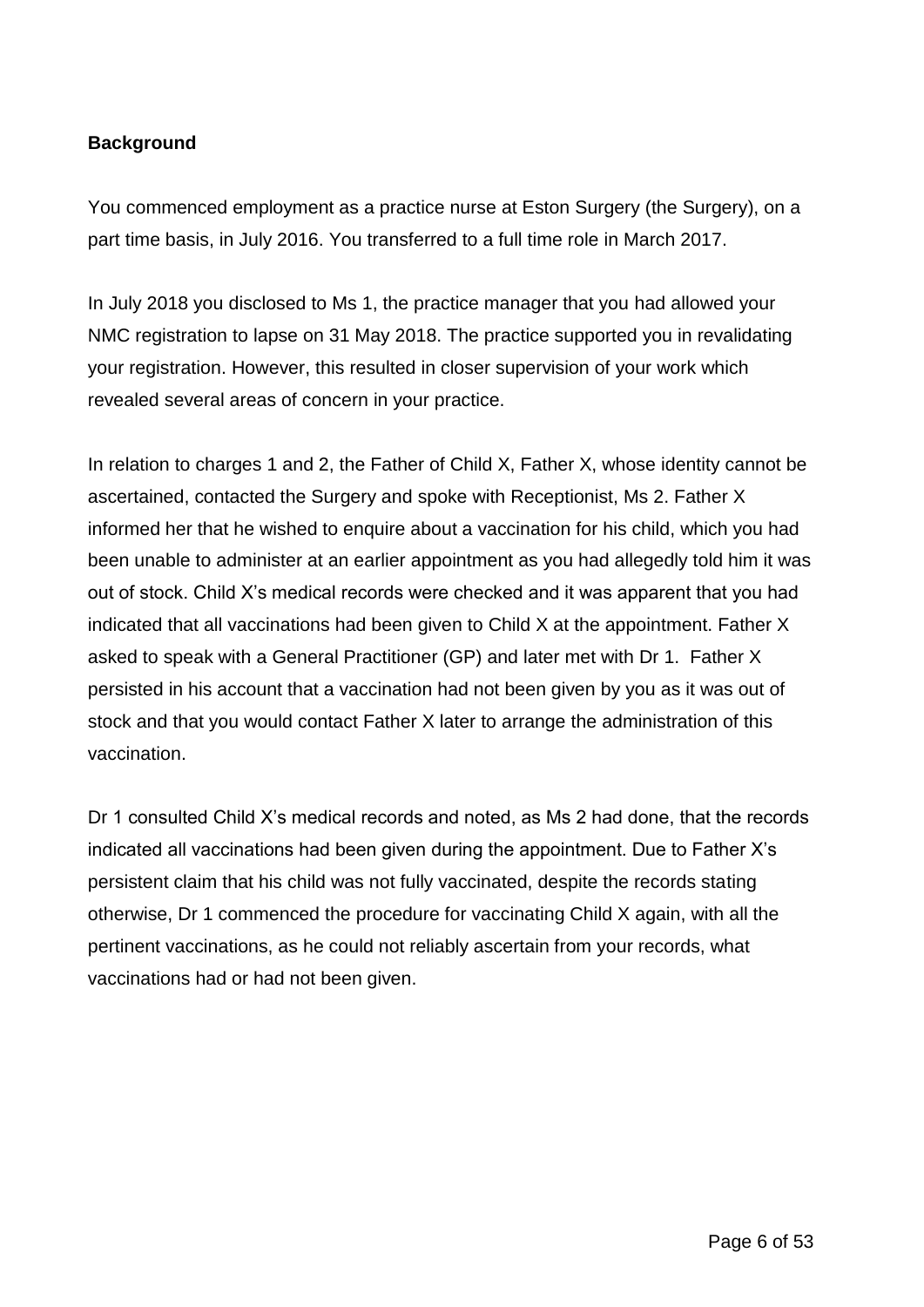**Background**

You commenced employment as a practice nurse at Eston Surgery (the Surgery), on a part time basis, in July 2016. You transferred to a full time role in March 2017.

In July 2018 you disclosed to Ms 1, the practice manager that you had allowed your NMC registration to lapse on 31 May 2018. The practice supported you in revalidating your registration. However, this resulted in closer supervision of your work which revealed several areas of concern in your practice.

In relation to charges 1 and 2, the Father of Child X, Father X, whose identity cannot be ascertained, contacted the Surgery and spoke with Receptionist, Ms 2. Father X informed her that he wished to enquire about a vaccination for his child, which you had been unable to administer at an earlier appointment as you had allegedly told him it was out of stock. Child X's medical records were checked and it was apparent that you had indicated that all vaccinations had been given to Child X at the appointment. Father X asked to speak with a General Practitioner (GP) and later met with Dr 1. Father X persisted in his account that a vaccination had not been given by you as it was out of stock and that you would contact Father X later to arrange the administration of this vaccination.

Dr 1 consulted Child X's medical records and noted, as Ms 2 had done, that the records indicated all vaccinations had been given during the appointment. Due to Father X's persistent claim that his child was not fully vaccinated, despite the records stating otherwise, Dr 1 commenced the procedure for vaccinating Child X again, with all the pertinent vaccinations, as he could not reliably ascertain from your records, what vaccinations had or had not been given.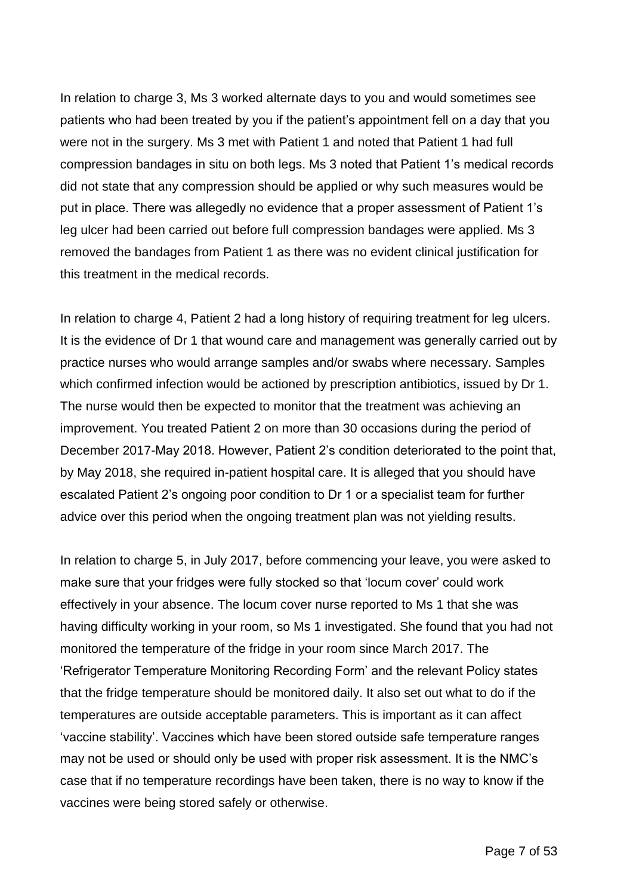In relation to charge 3, Ms 3 worked alternate days to you and would sometimes see patients who had been treated by you if the patient's appointment fell on a day that you were not in the surgery. Ms 3 met with Patient 1 and noted that Patient 1 had full compression bandages in situ on both legs. Ms 3 noted that Patient 1's medical records did not state that any compression should be applied or why such measures would be put in place. There was allegedly no evidence that a proper assessment of Patient 1's leg ulcer had been carried out before full compression bandages were applied. Ms 3 removed the bandages from Patient 1 as there was no evident clinical justification for this treatment in the medical records.

In relation to charge 4, Patient 2 had a long history of requiring treatment for leg ulcers. It is the evidence of Dr 1 that wound care and management was generally carried out by practice nurses who would arrange samples and/or swabs where necessary. Samples which confirmed infection would be actioned by prescription antibiotics, issued by Dr 1. The nurse would then be expected to monitor that the treatment was achieving an improvement. You treated Patient 2 on more than 30 occasions during the period of December 2017-May 2018. However, Patient 2's condition deteriorated to the point that, by May 2018, she required in-patient hospital care. It is alleged that you should have escalated Patient 2's ongoing poor condition to Dr 1 or a specialist team for further advice over this period when the ongoing treatment plan was not yielding results.

In relation to charge 5, in July 2017, before commencing your leave, you were asked to make sure that your fridges were fully stocked so that 'locum cover' could work effectively in your absence. The locum cover nurse reported to Ms 1 that she was having difficulty working in your room, so Ms 1 investigated. She found that you had not monitored the temperature of the fridge in your room since March 2017. The 'Refrigerator Temperature Monitoring Recording Form' and the relevant Policy states that the fridge temperature should be monitored daily. It also set out what to do if the temperatures are outside acceptable parameters. This is important as it can affect 'vaccine stability'. Vaccines which have been stored outside safe temperature ranges may not be used or should only be used with proper risk assessment. It is the NMC's case that if no temperature recordings have been taken, there is no way to know if the vaccines were being stored safely or otherwise.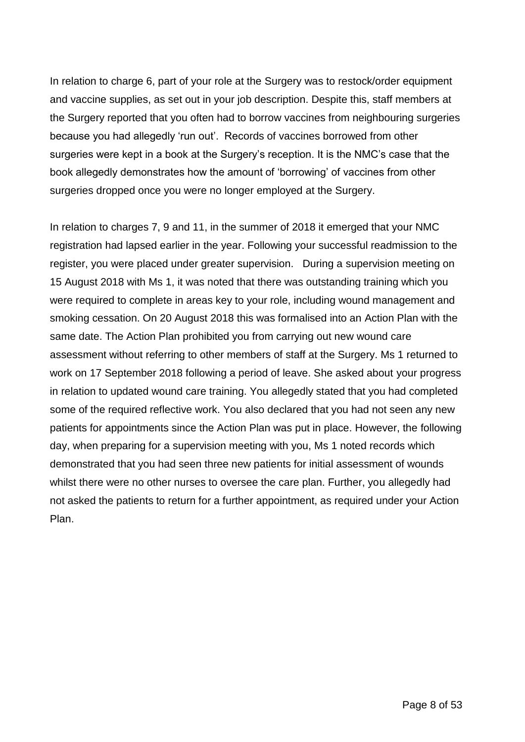In relation to charge 6, part of your role at the Surgery was to restock/order equipment and vaccine supplies, as set out in your job description. Despite this, staff members at the Surgery reported that you often had to borrow vaccines from neighbouring surgeries because you had allegedly 'run out'. Records of vaccines borrowed from other surgeries were kept in a book at the Surgery's reception. It is the NMC's case that the book allegedly demonstrates how the amount of 'borrowing' of vaccines from other surgeries dropped once you were no longer employed at the Surgery.

In relation to charges 7, 9 and 11, in the summer of 2018 it emerged that your NMC registration had lapsed earlier in the year. Following your successful readmission to the register, you were placed under greater supervision. During a supervision meeting on 15 August 2018 with Ms 1, it was noted that there was outstanding training which you were required to complete in areas key to your role, including wound management and smoking cessation. On 20 August 2018 this was formalised into an Action Plan with the same date. The Action Plan prohibited you from carrying out new wound care assessment without referring to other members of staff at the Surgery. Ms 1 returned to work on 17 September 2018 following a period of leave. She asked about your progress in relation to updated wound care training. You allegedly stated that you had completed some of the required reflective work. You also declared that you had not seen any new patients for appointments since the Action Plan was put in place. However, the following day, when preparing for a supervision meeting with you, Ms 1 noted records which demonstrated that you had seen three new patients for initial assessment of wounds whilst there were no other nurses to oversee the care plan. Further, you allegedly had not asked the patients to return for a further appointment, as required under your Action Plan.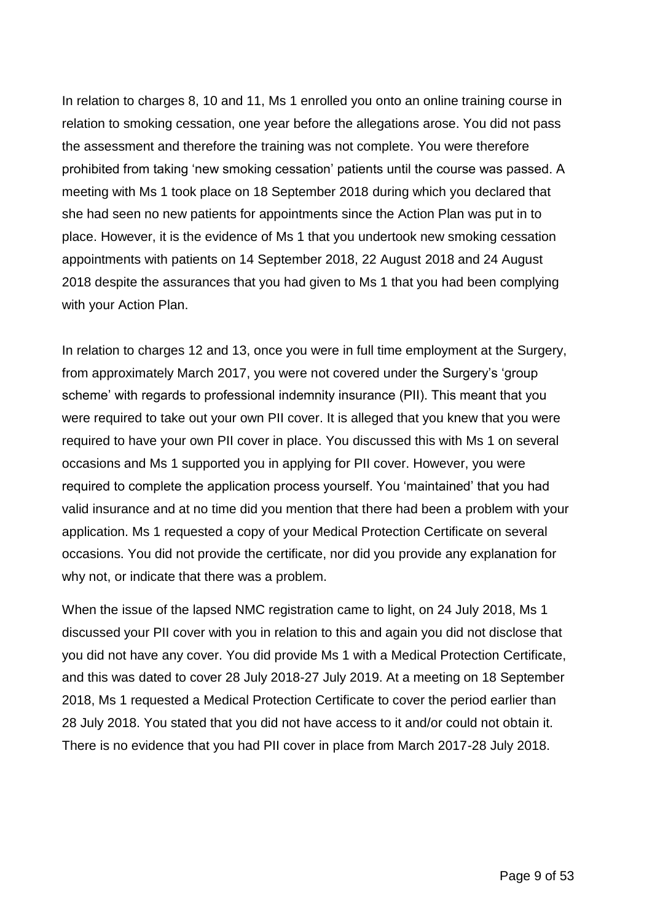In relation to charges 8, 10 and 11, Ms 1 enrolled you onto an online training course in relation to smoking cessation, one year before the allegations arose. You did not pass the assessment and therefore the training was not complete. You were therefore prohibited from taking 'new smoking cessation' patients until the course was passed. A meeting with Ms 1 took place on 18 September 2018 during which you declared that she had seen no new patients for appointments since the Action Plan was put in to place. However, it is the evidence of Ms 1 that you undertook new smoking cessation appointments with patients on 14 September 2018, 22 August 2018 and 24 August 2018 despite the assurances that you had given to Ms 1 that you had been complying with your Action Plan.

In relation to charges 12 and 13, once you were in full time employment at the Surgery, from approximately March 2017, you were not covered under the Surgery's 'group scheme' with regards to professional indemnity insurance (PII). This meant that you were required to take out your own PII cover. It is alleged that you knew that you were required to have your own PII cover in place. You discussed this with Ms 1 on several occasions and Ms 1 supported you in applying for PII cover. However, you were required to complete the application process yourself. You 'maintained' that you had valid insurance and at no time did you mention that there had been a problem with your application. Ms 1 requested a copy of your Medical Protection Certificate on several occasions. You did not provide the certificate, nor did you provide any explanation for why not, or indicate that there was a problem.

When the issue of the lapsed NMC registration came to light, on 24 July 2018, Ms 1 discussed your PII cover with you in relation to this and again you did not disclose that you did not have any cover. You did provide Ms 1 with a Medical Protection Certificate, and this was dated to cover 28 July 2018-27 July 2019. At a meeting on 18 September 2018, Ms 1 requested a Medical Protection Certificate to cover the period earlier than 28 July 2018. You stated that you did not have access to it and/or could not obtain it. There is no evidence that you had PII cover in place from March 2017-28 July 2018.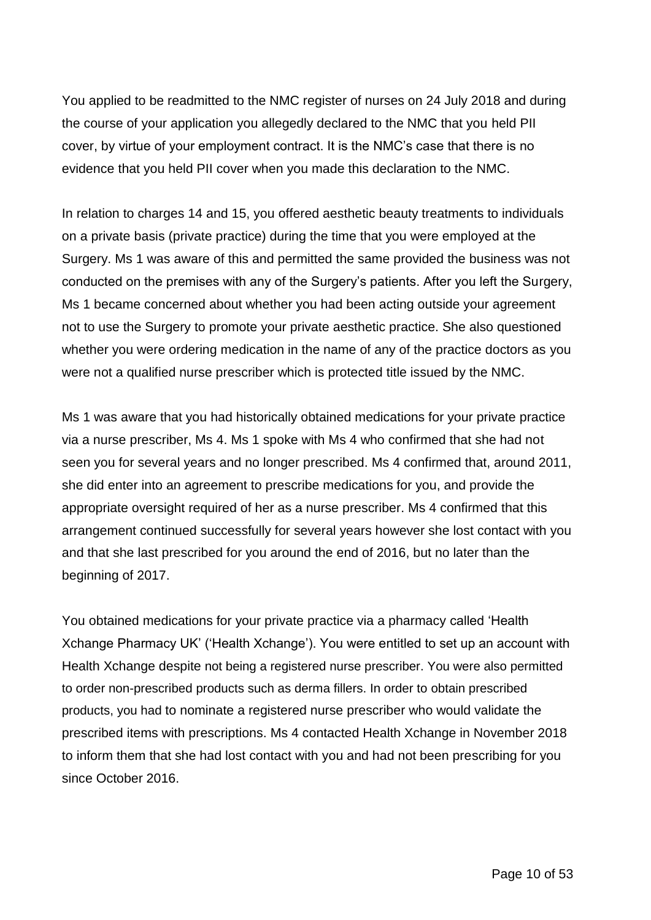You applied to be readmitted to the NMC register of nurses on 24 July 2018 and during the course of your application you allegedly declared to the NMC that you held PII cover, by virtue of your employment contract. It is the NMC's case that there is no evidence that you held PII cover when you made this declaration to the NMC.

In relation to charges 14 and 15, you offered aesthetic beauty treatments to individuals on a private basis (private practice) during the time that you were employed at the Surgery. Ms 1 was aware of this and permitted the same provided the business was not conducted on the premises with any of the Surgery's patients. After you left the Surgery, Ms 1 became concerned about whether you had been acting outside your agreement not to use the Surgery to promote your private aesthetic practice. She also questioned whether you were ordering medication in the name of any of the practice doctors as you were not a qualified nurse prescriber which is protected title issued by the NMC.

Ms 1 was aware that you had historically obtained medications for your private practice via a nurse prescriber, Ms 4. Ms 1 spoke with Ms 4 who confirmed that she had not seen you for several years and no longer prescribed. Ms 4 confirmed that, around 2011, she did enter into an agreement to prescribe medications for you, and provide the appropriate oversight required of her as a nurse prescriber. Ms 4 confirmed that this arrangement continued successfully for several years however she lost contact with you and that she last prescribed for you around the end of 2016, but no later than the beginning of 2017.

You obtained medications for your private practice via a pharmacy called 'Health Xchange Pharmacy UK' ('Health Xchange'). You were entitled to set up an account with Health Xchange despite not being a registered nurse prescriber. You were also permitted to order non-prescribed products such as derma fillers. In order to obtain prescribed products, you had to nominate a registered nurse prescriber who would validate the prescribed items with prescriptions. Ms 4 contacted Health Xchange in November 2018 to inform them that she had lost contact with you and had not been prescribing for you since October 2016.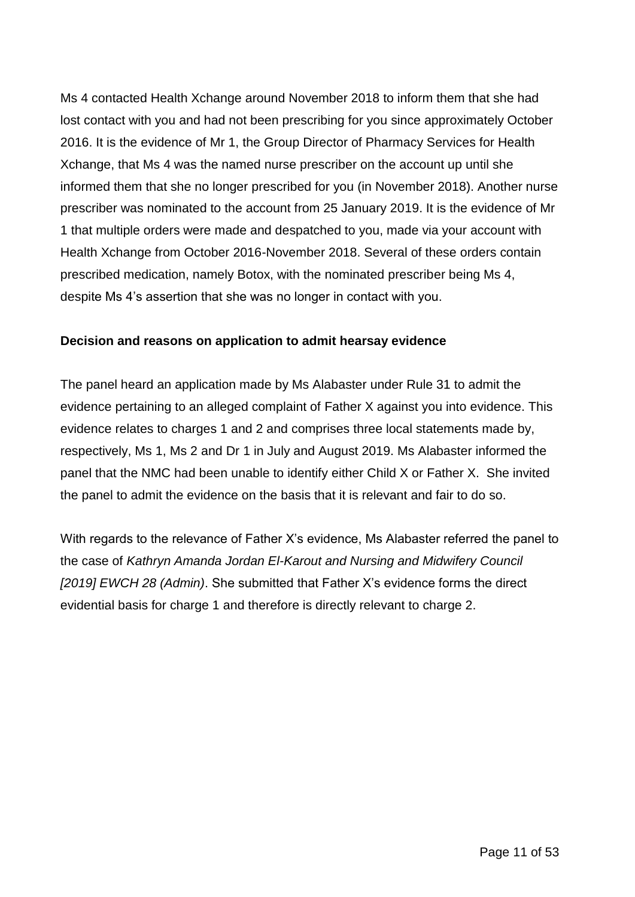Ms 4 contacted Health Xchange around November 2018 to inform them that she had lost contact with you and had not been prescribing for you since approximately October 2016. It is the evidence of Mr 1, the Group Director of Pharmacy Services for Health Xchange, that Ms 4 was the named nurse prescriber on the account up until she informed them that she no longer prescribed for you (in November 2018). Another nurse prescriber was nominated to the account from 25 January 2019. It is the evidence of Mr 1 that multiple orders were made and despatched to you, made via your account with Health Xchange from October 2016-November 2018. Several of these orders contain prescribed medication, namely Botox, with the nominated prescriber being Ms 4, despite Ms 4's assertion that she was no longer in contact with you.

**Decision and reasons on application to admit hearsay evidence**

The panel heard an application made by Ms Alabaster under Rule 31 to admit the evidence pertaining to an alleged complaint of Father X against you into evidence. This evidence relates to charges 1 and 2 and comprises three local statements made by, respectively, Ms 1, Ms 2 and Dr 1 in July and August 2019. Ms Alabaster informed the panel that the NMC had been unable to identify either Child X or Father X. She invited the panel to admit the evidence on the basis that it is relevant and fair to do so.

With regards to the relevance of Father X's evidence, Ms Alabaster referred the panel to the case of *Kathryn Amanda Jordan El-Karout and Nursing and Midwifery Council [2019] EWCH 28 (Admin)*. She submitted that Father X's evidence forms the direct evidential basis for charge 1 and therefore is directly relevant to charge 2.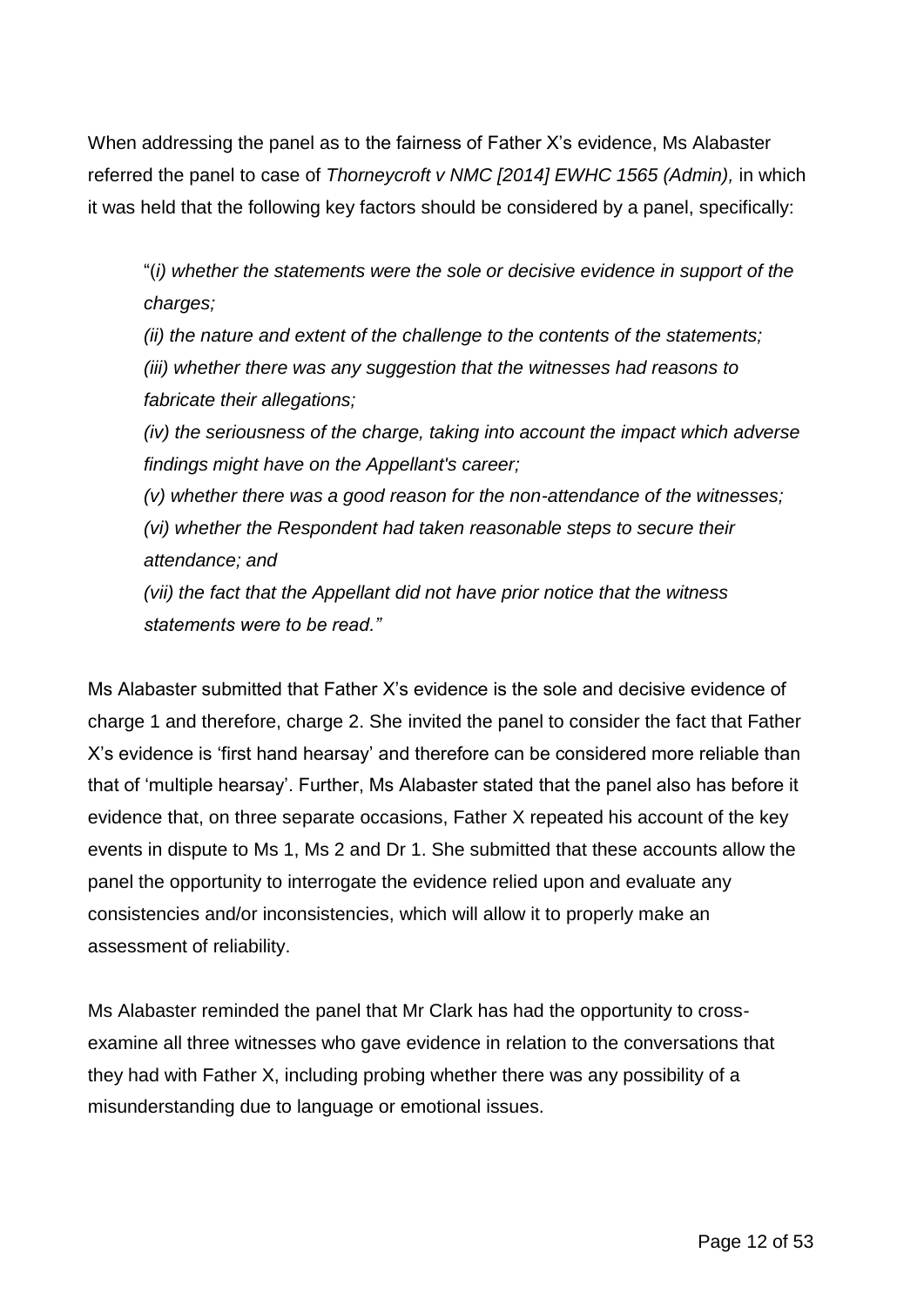When addressing the panel as to the fairness of Father X's evidence, Ms Alabaster referred the panel to case of *Thorneycroft v NMC [2014] EWHC 1565 (Admin),* in which it was held that the following key factors should be considered by a panel, specifically:

> "(*i) whether the statements were the sole or decisive evidence in support of the charges;*
>
> *(ii) the nature and extent of the challenge to the contents of the statements;*
>
> *(iii) whether there was any suggestion that the witnesses had reasons to fabricate their allegations;*
>
> *(iv) the seriousness of the charge, taking into account the impact which adverse findings might have on the Appellant's career;*
>
> *(v) whether there was a good reason for the non-attendance of the witnesses;*
>
> *(vi) whether the Respondent had taken reasonable steps to secure their attendance; and*
>
> *(vii) the fact that the Appellant did not have prior notice that the witness statements were to be read."*

Ms Alabaster submitted that Father X's evidence is the sole and decisive evidence of charge 1 and therefore, charge 2. She invited the panel to consider the fact that Father X's evidence is 'first hand hearsay' and therefore can be considered more reliable than that of 'multiple hearsay'. Further, Ms Alabaster stated that the panel also has before it evidence that, on three separate occasions, Father X repeated his account of the key events in dispute to Ms 1, Ms 2 and Dr 1. She submitted that these accounts allow the panel the opportunity to interrogate the evidence relied upon and evaluate any consistencies and/or inconsistencies, which will allow it to properly make an assessment of reliability.

Ms Alabaster reminded the panel that Mr Clark has had the opportunity to cross-examine all three witnesses who gave evidence in relation to the conversations that they had with Father X, including probing whether there was any possibility of a misunderstanding due to language or emotional issues.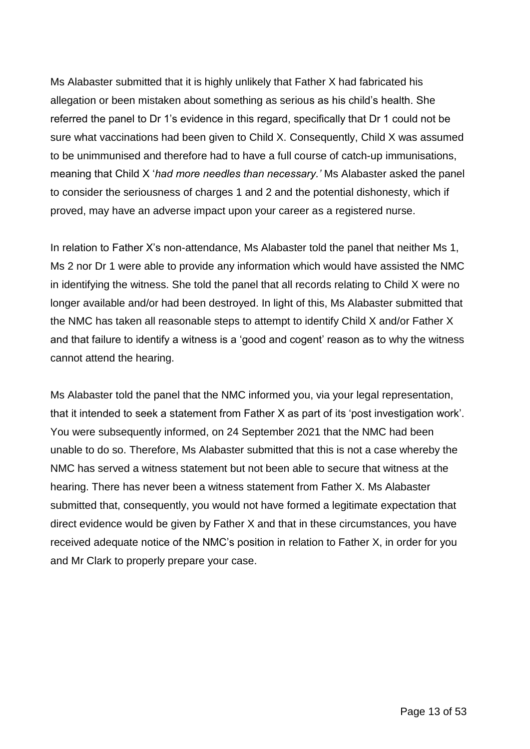Ms Alabaster submitted that it is highly unlikely that Father X had fabricated his allegation or been mistaken about something as serious as his child's health. She referred the panel to Dr 1's evidence in this regard, specifically that Dr 1 could not be sure what vaccinations had been given to Child X. Consequently, Child X was assumed to be unimmunised and therefore had to have a full course of catch-up immunisations, meaning that Child X '*had more needles than necessary.'* Ms Alabaster asked the panel to consider the seriousness of charges 1 and 2 and the potential dishonesty, which if proved, may have an adverse impact upon your career as a registered nurse.

In relation to Father X's non-attendance, Ms Alabaster told the panel that neither Ms 1, Ms 2 nor Dr 1 were able to provide any information which would have assisted the NMC in identifying the witness. She told the panel that all records relating to Child X were no longer available and/or had been destroyed. In light of this, Ms Alabaster submitted that the NMC has taken all reasonable steps to attempt to identify Child X and/or Father X and that failure to identify a witness is a 'good and cogent' reason as to why the witness cannot attend the hearing.

Ms Alabaster told the panel that the NMC informed you, via your legal representation, that it intended to seek a statement from Father X as part of its 'post investigation work'. You were subsequently informed, on 24 September 2021 that the NMC had been unable to do so. Therefore, Ms Alabaster submitted that this is not a case whereby the NMC has served a witness statement but not been able to secure that witness at the hearing. There has never been a witness statement from Father X. Ms Alabaster submitted that, consequently, you would not have formed a legitimate expectation that direct evidence would be given by Father X and that in these circumstances, you have received adequate notice of the NMC's position in relation to Father X, in order for you and Mr Clark to properly prepare your case.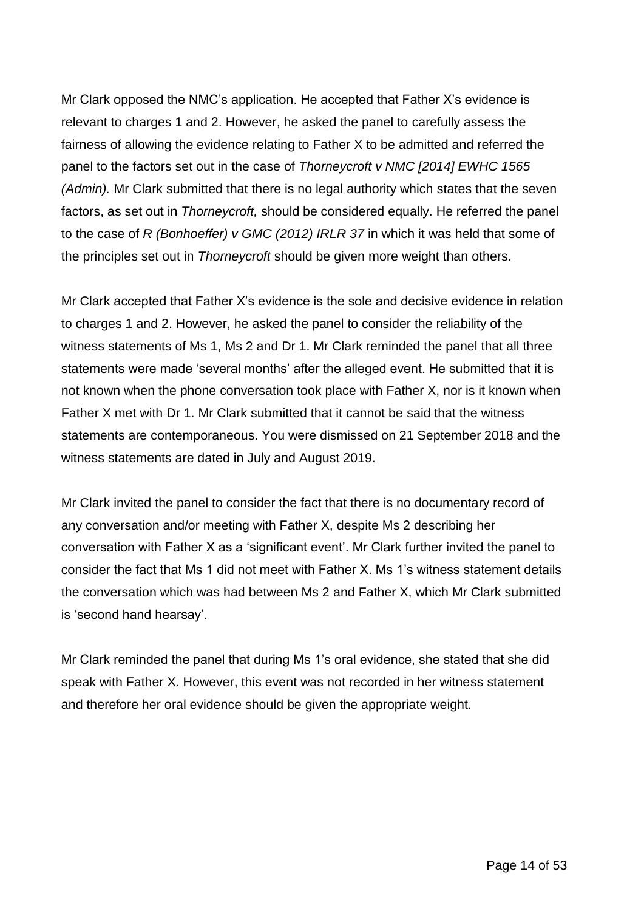Mr Clark opposed the NMC's application. He accepted that Father X's evidence is relevant to charges 1 and 2. However, he asked the panel to carefully assess the fairness of allowing the evidence relating to Father X to be admitted and referred the panel to the factors set out in the case of *Thorneycroft v NMC [2014] EWHC 1565 (Admin).* Mr Clark submitted that there is no legal authority which states that the seven factors, as set out in *Thorneycroft,* should be considered equally. He referred the panel to the case of *R (Bonhoeffer) v GMC (2012) IRLR 37* in which it was held that some of the principles set out in *Thorneycroft* should be given more weight than others.

Mr Clark accepted that Father X's evidence is the sole and decisive evidence in relation to charges 1 and 2. However, he asked the panel to consider the reliability of the witness statements of Ms 1, Ms 2 and Dr 1. Mr Clark reminded the panel that all three statements were made 'several months' after the alleged event. He submitted that it is not known when the phone conversation took place with Father X, nor is it known when Father X met with Dr 1. Mr Clark submitted that it cannot be said that the witness statements are contemporaneous. You were dismissed on 21 September 2018 and the witness statements are dated in July and August 2019.

Mr Clark invited the panel to consider the fact that there is no documentary record of any conversation and/or meeting with Father X, despite Ms 2 describing her conversation with Father X as a 'significant event'. Mr Clark further invited the panel to consider the fact that Ms 1 did not meet with Father X. Ms 1's witness statement details the conversation which was had between Ms 2 and Father X, which Mr Clark submitted is 'second hand hearsay'.

Mr Clark reminded the panel that during Ms 1's oral evidence, she stated that she did speak with Father X. However, this event was not recorded in her witness statement and therefore her oral evidence should be given the appropriate weight.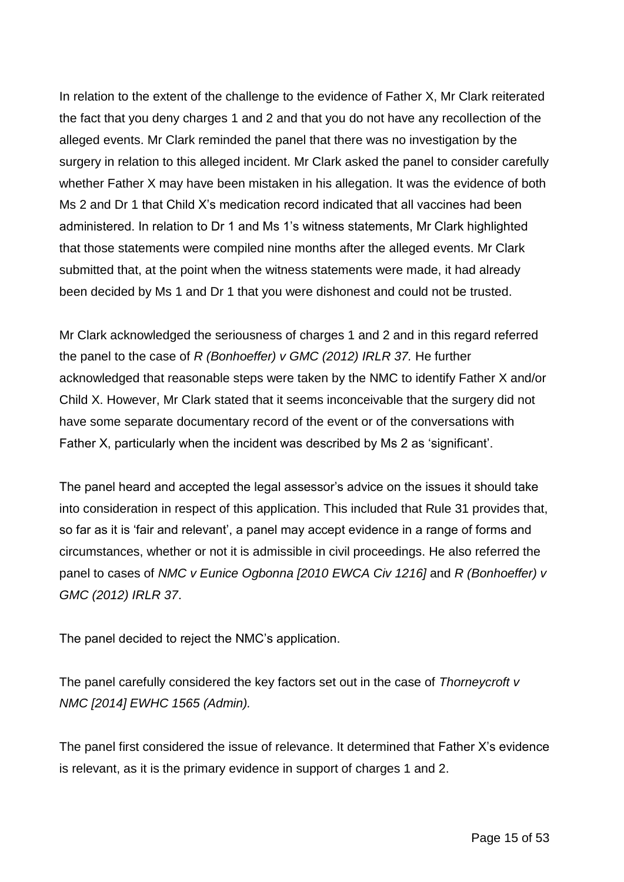In relation to the extent of the challenge to the evidence of Father X, Mr Clark reiterated the fact that you deny charges 1 and 2 and that you do not have any recollection of the alleged events. Mr Clark reminded the panel that there was no investigation by the surgery in relation to this alleged incident. Mr Clark asked the panel to consider carefully whether Father X may have been mistaken in his allegation. It was the evidence of both Ms 2 and Dr 1 that Child X's medication record indicated that all vaccines had been administered. In relation to Dr 1 and Ms 1's witness statements, Mr Clark highlighted that those statements were compiled nine months after the alleged events. Mr Clark submitted that, at the point when the witness statements were made, it had already been decided by Ms 1 and Dr 1 that you were dishonest and could not be trusted.

Mr Clark acknowledged the seriousness of charges 1 and 2 and in this regard referred the panel to the case of *R (Bonhoeffer) v GMC (2012) IRLR 37.* He further acknowledged that reasonable steps were taken by the NMC to identify Father X and/or Child X. However, Mr Clark stated that it seems inconceivable that the surgery did not have some separate documentary record of the event or of the conversations with Father X, particularly when the incident was described by Ms 2 as 'significant'.

The panel heard and accepted the legal assessor's advice on the issues it should take into consideration in respect of this application. This included that Rule 31 provides that, so far as it is 'fair and relevant', a panel may accept evidence in a range of forms and circumstances, whether or not it is admissible in civil proceedings. He also referred the panel to cases of *NMC v Eunice Ogbonna [2010 EWCA Civ 1216]* and *R (Bonhoeffer) v GMC (2012) IRLR 37*.

The panel decided to reject the NMC's application.

The panel carefully considered the key factors set out in the case of *Thorneycroft v NMC [2014] EWHC 1565 (Admin).*

The panel first considered the issue of relevance. It determined that Father X's evidence is relevant, as it is the primary evidence in support of charges 1 and 2.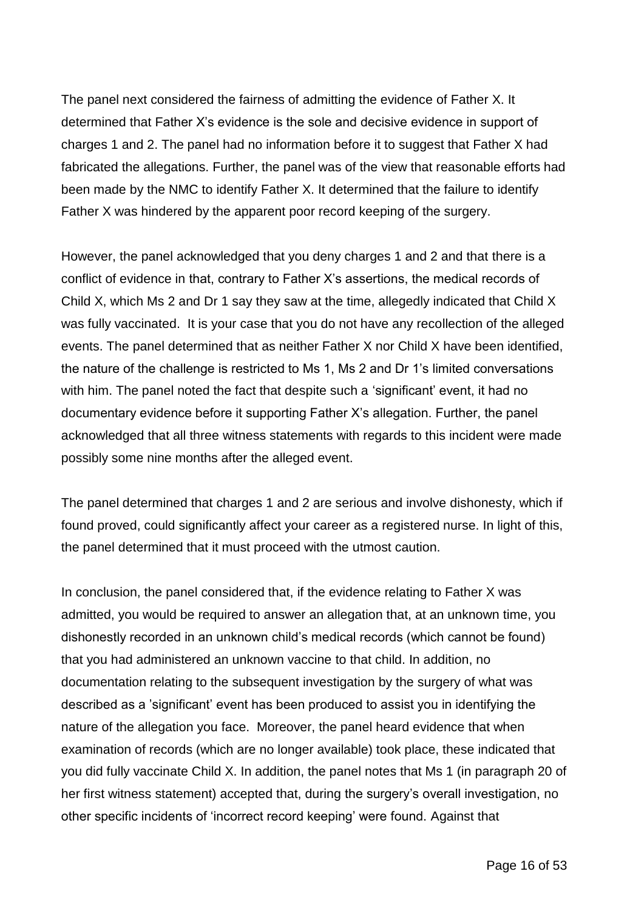The panel next considered the fairness of admitting the evidence of Father X. It determined that Father X's evidence is the sole and decisive evidence in support of charges 1 and 2. The panel had no information before it to suggest that Father X had fabricated the allegations. Further, the panel was of the view that reasonable efforts had been made by the NMC to identify Father X. It determined that the failure to identify Father X was hindered by the apparent poor record keeping of the surgery.

However, the panel acknowledged that you deny charges 1 and 2 and that there is a conflict of evidence in that, contrary to Father X's assertions, the medical records of Child X, which Ms 2 and Dr 1 say they saw at the time, allegedly indicated that Child X was fully vaccinated. It is your case that you do not have any recollection of the alleged events. The panel determined that as neither Father X nor Child X have been identified, the nature of the challenge is restricted to Ms 1, Ms 2 and Dr 1's limited conversations with him. The panel noted the fact that despite such a 'significant' event, it had no documentary evidence before it supporting Father X's allegation. Further, the panel acknowledged that all three witness statements with regards to this incident were made possibly some nine months after the alleged event.

The panel determined that charges 1 and 2 are serious and involve dishonesty, which if found proved, could significantly affect your career as a registered nurse. In light of this, the panel determined that it must proceed with the utmost caution.

In conclusion, the panel considered that, if the evidence relating to Father X was admitted, you would be required to answer an allegation that, at an unknown time, you dishonestly recorded in an unknown child's medical records (which cannot be found) that you had administered an unknown vaccine to that child. In addition, no documentation relating to the subsequent investigation by the surgery of what was described as a 'significant' event has been produced to assist you in identifying the nature of the allegation you face. Moreover, the panel heard evidence that when examination of records (which are no longer available) took place, these indicated that you did fully vaccinate Child X. In addition, the panel notes that Ms 1 (in paragraph 20 of her first witness statement) accepted that, during the surgery's overall investigation, no other specific incidents of 'incorrect record keeping' were found. Against that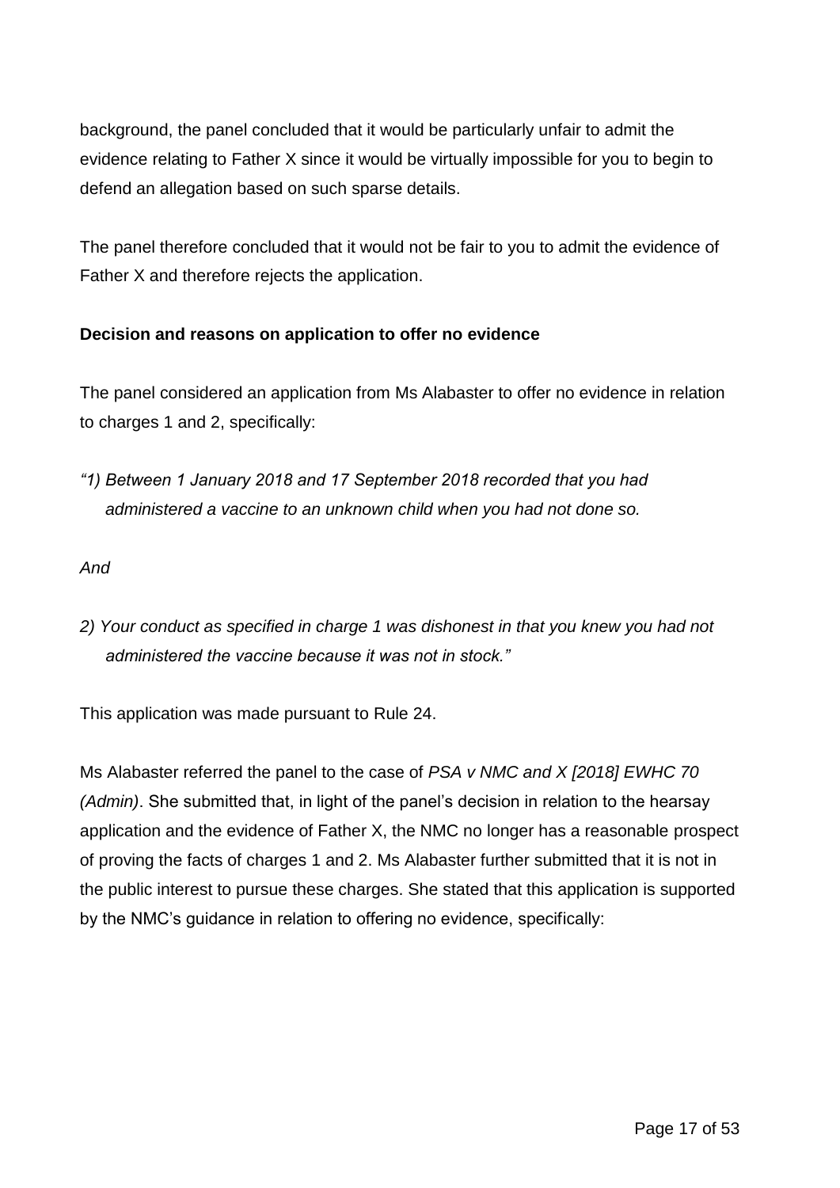background, the panel concluded that it would be particularly unfair to admit the evidence relating to Father X since it would be virtually impossible for you to begin to defend an allegation based on such sparse details.

The panel therefore concluded that it would not be fair to you to admit the evidence of Father X and therefore rejects the application.

**Decision and reasons on application to offer no evidence**

The panel considered an application from Ms Alabaster to offer no evidence in relation to charges 1 and 2, specifically:

*"1) Between 1 January 2018 and 17 September 2018 recorded that you had administered a vaccine to an unknown child when you had not done so.*

*And*

*2) Your conduct as specified in charge 1 was dishonest in that you knew you had not administered the vaccine because it was not in stock."*

This application was made pursuant to Rule 24.

Ms Alabaster referred the panel to the case of *PSA v NMC and X [2018] EWHC 70 (Admin)*. She submitted that, in light of the panel's decision in relation to the hearsay application and the evidence of Father X, the NMC no longer has a reasonable prospect of proving the facts of charges 1 and 2. Ms Alabaster further submitted that it is not in the public interest to pursue these charges. She stated that this application is supported by the NMC's guidance in relation to offering no evidence, specifically: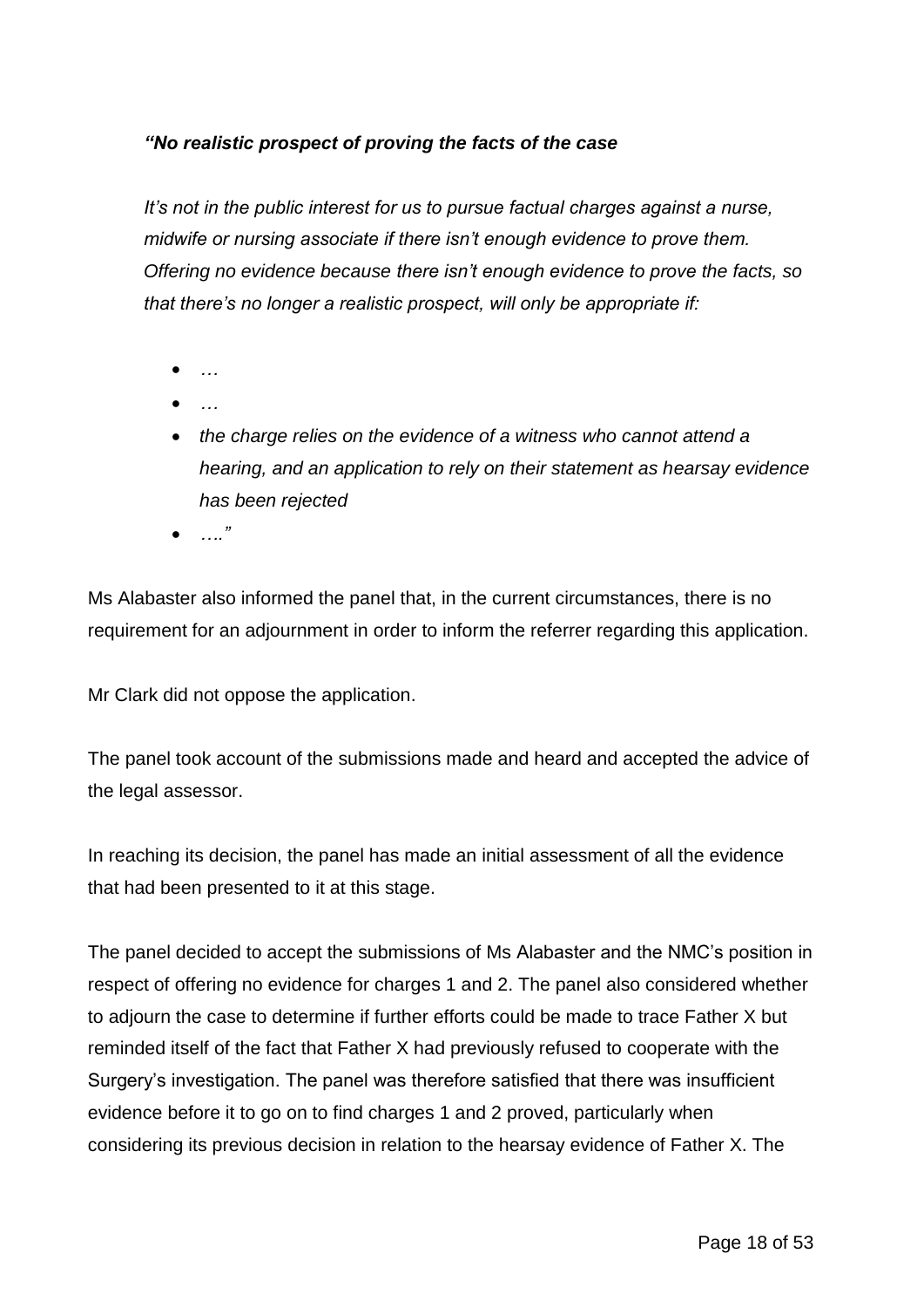***"No realistic prospect of proving the facts of the case***

*It's not in the public interest for us to pursue factual charges against a nurse, midwife or nursing associate if there isn't enough evidence to prove them. Offering no evidence because there isn't enough evidence to prove the facts, so that there's no longer a realistic prospect, will only be appropriate if:*

- *…*
- *…*
- *the charge relies on the evidence of a witness who cannot attend a hearing, and an application to rely on their statement as hearsay evidence has been rejected*
- *…."*

Ms Alabaster also informed the panel that, in the current circumstances, there is no requirement for an adjournment in order to inform the referrer regarding this application.

Mr Clark did not oppose the application.

The panel took account of the submissions made and heard and accepted the advice of the legal assessor.

In reaching its decision, the panel has made an initial assessment of all the evidence that had been presented to it at this stage.

The panel decided to accept the submissions of Ms Alabaster and the NMC's position in respect of offering no evidence for charges 1 and 2. The panel also considered whether to adjourn the case to determine if further efforts could be made to trace Father X but reminded itself of the fact that Father X had previously refused to cooperate with the Surgery's investigation. The panel was therefore satisfied that there was insufficient evidence before it to go on to find charges 1 and 2 proved, particularly when considering its previous decision in relation to the hearsay evidence of Father X. The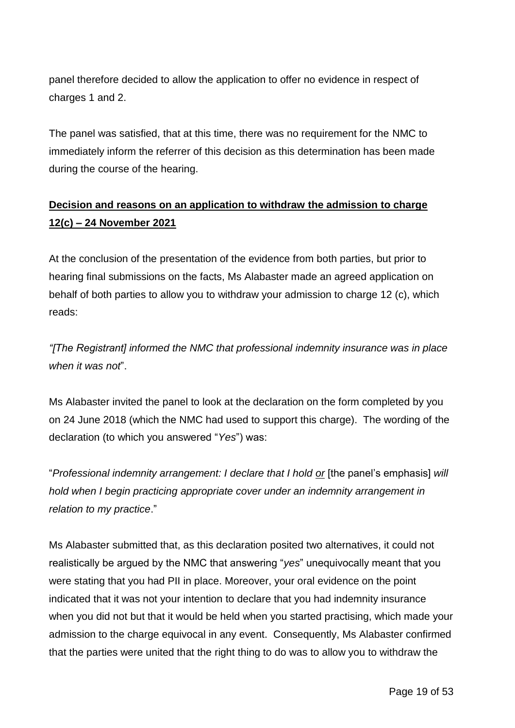panel therefore decided to allow the application to offer no evidence in respect of charges 1 and 2.

The panel was satisfied, that at this time, there was no requirement for the NMC to immediately inform the referrer of this decision as this determination has been made during the course of the hearing.

**Decision and reasons on an application to withdraw the admission to charge 12(c) – 24 November 2021**

At the conclusion of the presentation of the evidence from both parties, but prior to hearing final submissions on the facts, Ms Alabaster made an agreed application on behalf of both parties to allow you to withdraw your admission to charge 12 (c), which reads:

*"[The Registrant] informed the NMC that professional indemnity insurance was in place when it was not*".

Ms Alabaster invited the panel to look at the declaration on the form completed by you on 24 June 2018 (which the NMC had used to support this charge). The wording of the declaration (to which you answered "*Yes*") was:

"*Professional indemnity arrangement: I declare that I hold or* [the panel's emphasis] *will hold when I begin practicing appropriate cover under an indemnity arrangement in relation to my practice*."

Ms Alabaster submitted that, as this declaration posited two alternatives, it could not realistically be argued by the NMC that answering "*yes*" unequivocally meant that you were stating that you had PII in place. Moreover, your oral evidence on the point indicated that it was not your intention to declare that you had indemnity insurance when you did not but that it would be held when you started practising, which made your admission to the charge equivocal in any event. Consequently, Ms Alabaster confirmed that the parties were united that the right thing to do was to allow you to withdraw the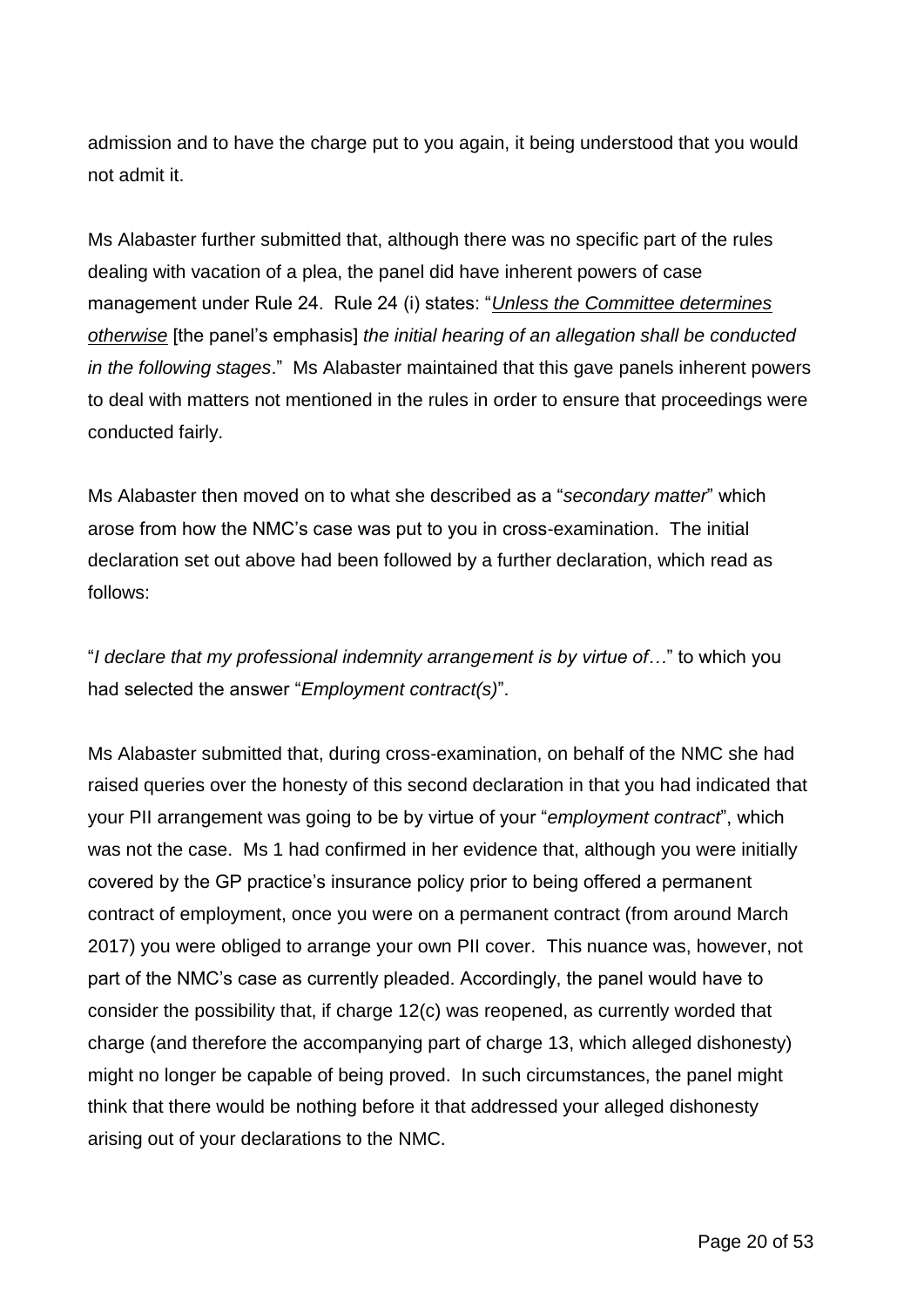admission and to have the charge put to you again, it being understood that you would not admit it.

Ms Alabaster further submitted that, although there was no specific part of the rules dealing with vacation of a plea, the panel did have inherent powers of case management under Rule 24. Rule 24 (i) states: "*<u>Unless the Committee determines otherwise</u>* [the panel's emphasis] *the initial hearing of an allegation shall be conducted in the following stages*." Ms Alabaster maintained that this gave panels inherent powers to deal with matters not mentioned in the rules in order to ensure that proceedings were conducted fairly.

Ms Alabaster then moved on to what she described as a "*secondary matter*" which arose from how the NMC's case was put to you in cross-examination. The initial declaration set out above had been followed by a further declaration, which read as follows:

"*I declare that my professional indemnity arrangement is by virtue of…*" to which you had selected the answer "*Employment contract(s)*".

Ms Alabaster submitted that, during cross-examination, on behalf of the NMC she had raised queries over the honesty of this second declaration in that you had indicated that your PII arrangement was going to be by virtue of your "*employment contract*", which was not the case. Ms 1 had confirmed in her evidence that, although you were initially covered by the GP practice's insurance policy prior to being offered a permanent contract of employment, once you were on a permanent contract (from around March 2017) you were obliged to arrange your own PII cover. This nuance was, however, not part of the NMC's case as currently pleaded. Accordingly, the panel would have to consider the possibility that, if charge 12(c) was reopened, as currently worded that charge (and therefore the accompanying part of charge 13, which alleged dishonesty) might no longer be capable of being proved. In such circumstances, the panel might think that there would be nothing before it that addressed your alleged dishonesty arising out of your declarations to the NMC.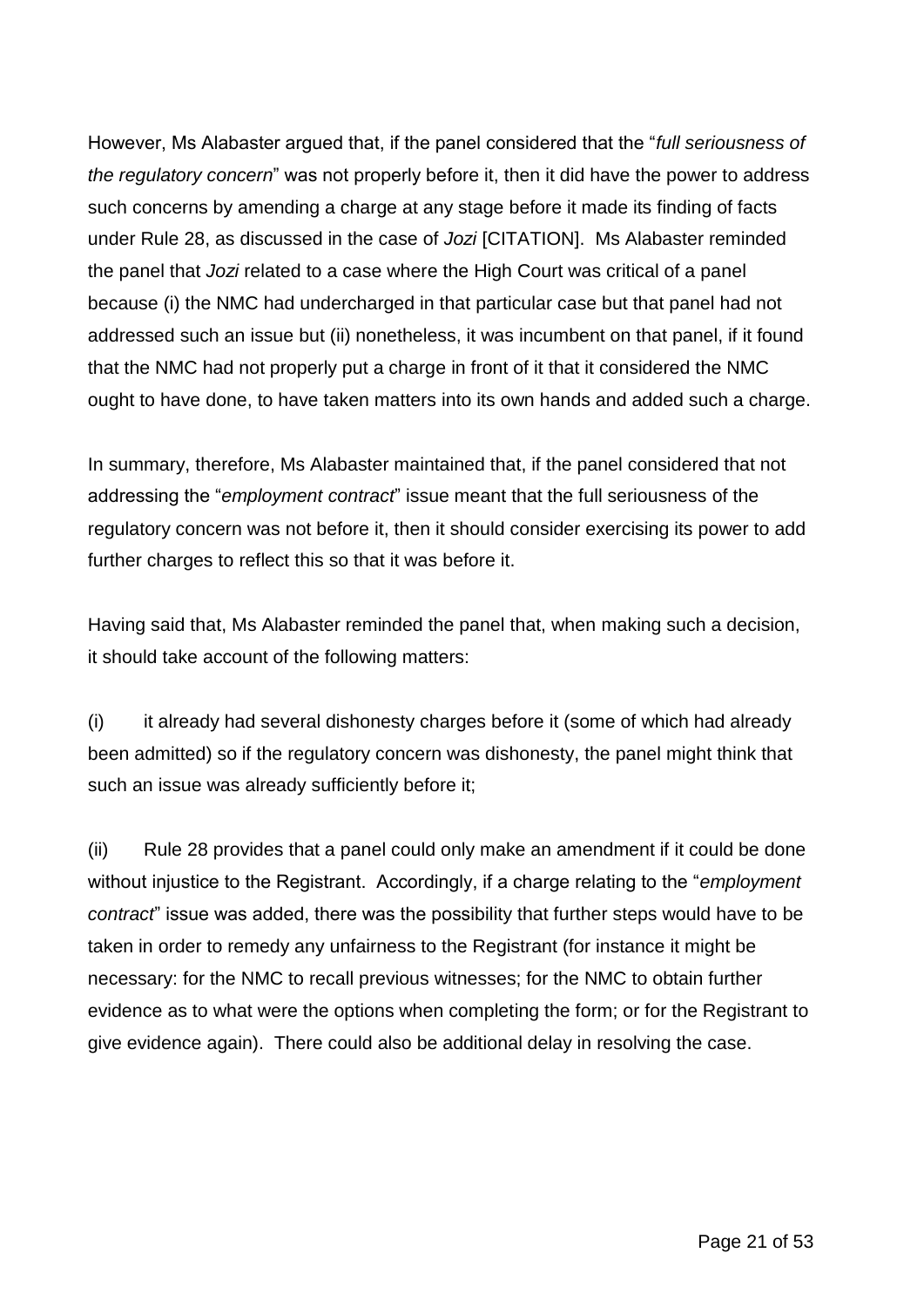However, Ms Alabaster argued that, if the panel considered that the "*full seriousness of the regulatory concern*" was not properly before it, then it did have the power to address such concerns by amending a charge at any stage before it made its finding of facts under Rule 28, as discussed in the case of *Jozi* [CITATION]. Ms Alabaster reminded the panel that *Jozi* related to a case where the High Court was critical of a panel because (i) the NMC had undercharged in that particular case but that panel had not addressed such an issue but (ii) nonetheless, it was incumbent on that panel, if it found that the NMC had not properly put a charge in front of it that it considered the NMC ought to have done, to have taken matters into its own hands and added such a charge.

In summary, therefore, Ms Alabaster maintained that, if the panel considered that not addressing the "*employment contract*" issue meant that the full seriousness of the regulatory concern was not before it, then it should consider exercising its power to add further charges to reflect this so that it was before it.

Having said that, Ms Alabaster reminded the panel that, when making such a decision, it should take account of the following matters:

(i) it already had several dishonesty charges before it (some of which had already been admitted) so if the regulatory concern was dishonesty, the panel might think that such an issue was already sufficiently before it;

(ii) Rule 28 provides that a panel could only make an amendment if it could be done without injustice to the Registrant. Accordingly, if a charge relating to the "*employment contract*" issue was added, there was the possibility that further steps would have to be taken in order to remedy any unfairness to the Registrant (for instance it might be necessary: for the NMC to recall previous witnesses; for the NMC to obtain further evidence as to what were the options when completing the form; or for the Registrant to give evidence again). There could also be additional delay in resolving the case.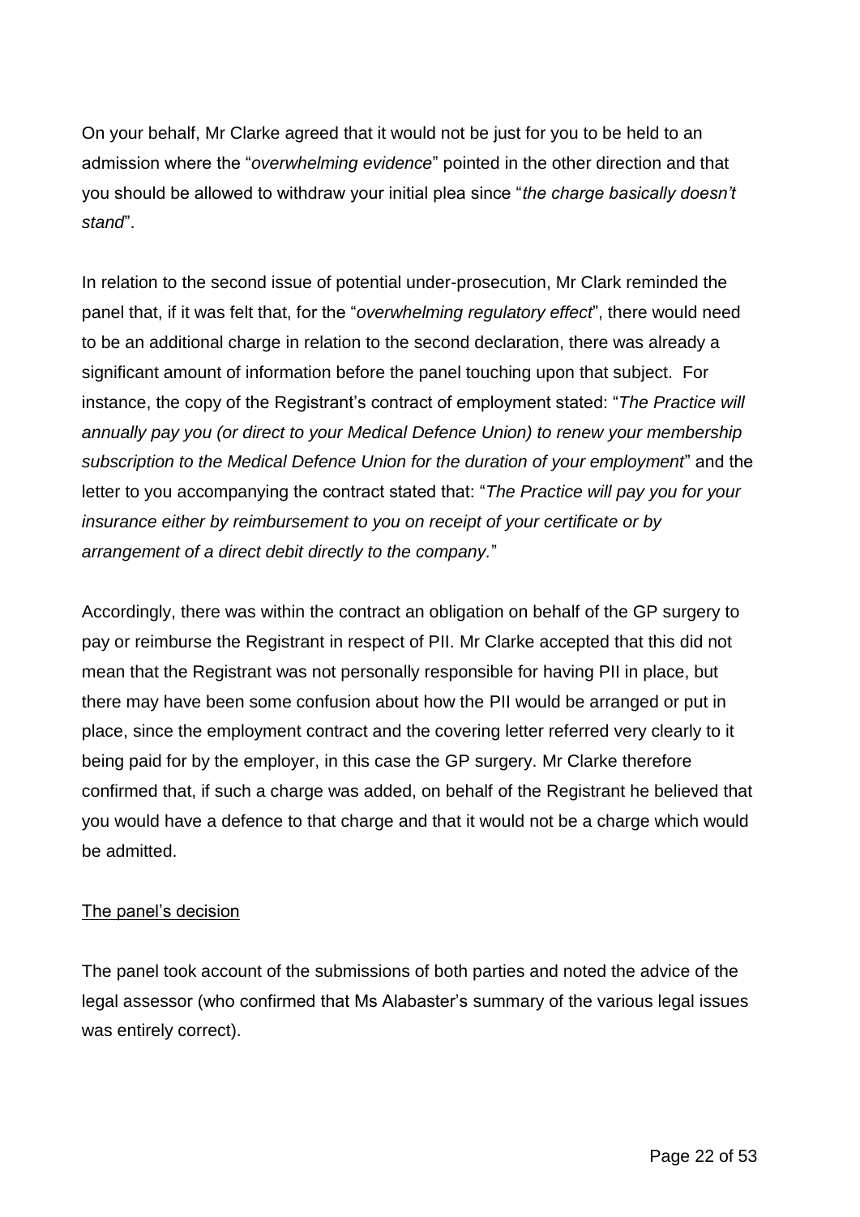On your behalf, Mr Clarke agreed that it would not be just for you to be held to an admission where the "*overwhelming evidence*" pointed in the other direction and that you should be allowed to withdraw your initial plea since "*the charge basically doesn't stand*".

In relation to the second issue of potential under-prosecution, Mr Clark reminded the panel that, if it was felt that, for the "*overwhelming regulatory effect*", there would need to be an additional charge in relation to the second declaration, there was already a significant amount of information before the panel touching upon that subject. For instance, the copy of the Registrant's contract of employment stated: "*The Practice will annually pay you (or direct to your Medical Defence Union) to renew your membership subscription to the Medical Defence Union for the duration of your employment*" and the letter to you accompanying the contract stated that: "*The Practice will pay you for your insurance either by reimbursement to you on receipt of your certificate or by arrangement of a direct debit directly to the company.*"

Accordingly, there was within the contract an obligation on behalf of the GP surgery to pay or reimburse the Registrant in respect of PII. Mr Clarke accepted that this did not mean that the Registrant was not personally responsible for having PII in place, but there may have been some confusion about how the PII would be arranged or put in place, since the employment contract and the covering letter referred very clearly to it being paid for by the employer, in this case the GP surgery. Mr Clarke therefore confirmed that, if such a charge was added, on behalf of the Registrant he believed that you would have a defence to that charge and that it would not be a charge which would be admitted.

<u>The panel's decision</u>

The panel took account of the submissions of both parties and noted the advice of the legal assessor (who confirmed that Ms Alabaster's summary of the various legal issues was entirely correct).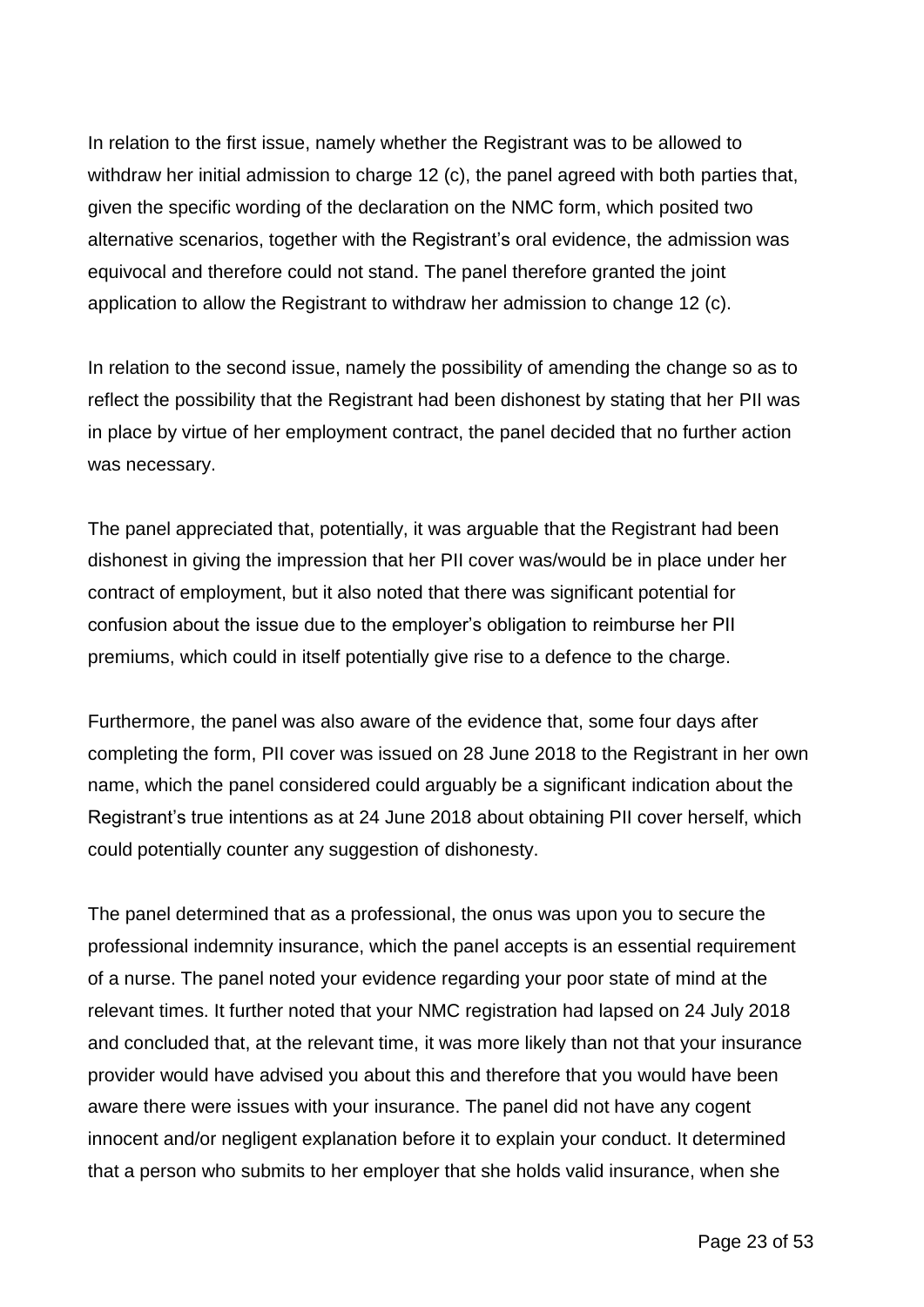In relation to the first issue, namely whether the Registrant was to be allowed to withdraw her initial admission to charge 12 (c), the panel agreed with both parties that, given the specific wording of the declaration on the NMC form, which posited two alternative scenarios, together with the Registrant's oral evidence, the admission was equivocal and therefore could not stand. The panel therefore granted the joint application to allow the Registrant to withdraw her admission to change 12 (c).

In relation to the second issue, namely the possibility of amending the change so as to reflect the possibility that the Registrant had been dishonest by stating that her PII was in place by virtue of her employment contract, the panel decided that no further action was necessary.

The panel appreciated that, potentially, it was arguable that the Registrant had been dishonest in giving the impression that her PII cover was/would be in place under her contract of employment, but it also noted that there was significant potential for confusion about the issue due to the employer's obligation to reimburse her PII premiums, which could in itself potentially give rise to a defence to the charge.

Furthermore, the panel was also aware of the evidence that, some four days after completing the form, PII cover was issued on 28 June 2018 to the Registrant in her own name, which the panel considered could arguably be a significant indication about the Registrant's true intentions as at 24 June 2018 about obtaining PII cover herself, which could potentially counter any suggestion of dishonesty.

The panel determined that as a professional, the onus was upon you to secure the professional indemnity insurance, which the panel accepts is an essential requirement of a nurse. The panel noted your evidence regarding your poor state of mind at the relevant times. It further noted that your NMC registration had lapsed on 24 July 2018 and concluded that, at the relevant time, it was more likely than not that your insurance provider would have advised you about this and therefore that you would have been aware there were issues with your insurance. The panel did not have any cogent innocent and/or negligent explanation before it to explain your conduct. It determined that a person who submits to her employer that she holds valid insurance, when she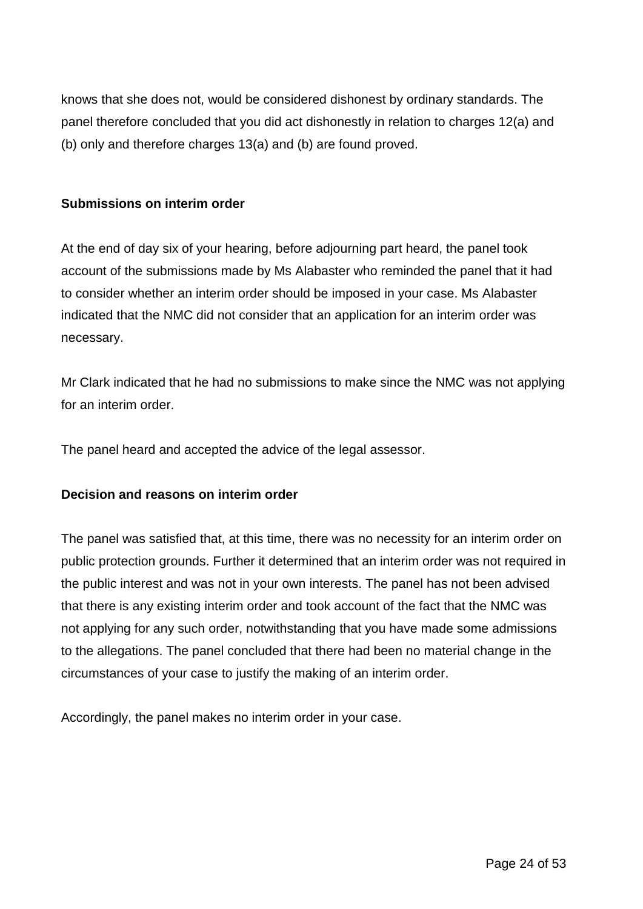knows that she does not, would be considered dishonest by ordinary standards. The panel therefore concluded that you did act dishonestly in relation to charges 12(a) and (b) only and therefore charges 13(a) and (b) are found proved.

**Submissions on interim order**

At the end of day six of your hearing, before adjourning part heard, the panel took account of the submissions made by Ms Alabaster who reminded the panel that it had to consider whether an interim order should be imposed in your case. Ms Alabaster indicated that the NMC did not consider that an application for an interim order was necessary.

Mr Clark indicated that he had no submissions to make since the NMC was not applying for an interim order.

The panel heard and accepted the advice of the legal assessor.

**Decision and reasons on interim order**

The panel was satisfied that, at this time, there was no necessity for an interim order on public protection grounds. Further it determined that an interim order was not required in the public interest and was not in your own interests. The panel has not been advised that there is any existing interim order and took account of the fact that the NMC was not applying for any such order, notwithstanding that you have made some admissions to the allegations. The panel concluded that there had been no material change in the circumstances of your case to justify the making of an interim order.

Accordingly, the panel makes no interim order in your case.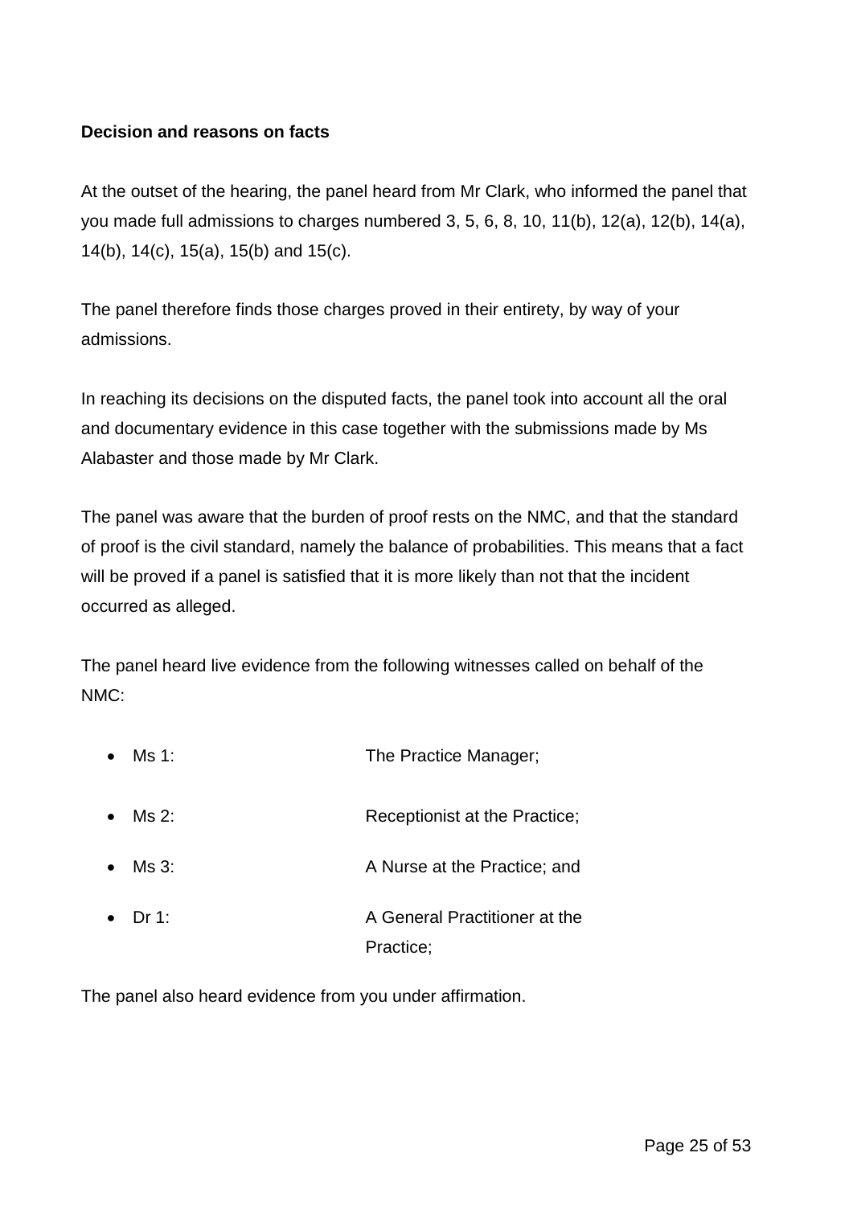**Decision and reasons on facts**

At the outset of the hearing, the panel heard from Mr Clark, who informed the panel that you made full admissions to charges numbered 3, 5, 6, 8, 10, 11(b), 12(a), 12(b), 14(a), 14(b), 14(c), 15(a), 15(b) and 15(c).

The panel therefore finds those charges proved in their entirety, by way of your admissions.

In reaching its decisions on the disputed facts, the panel took into account all the oral and documentary evidence in this case together with the submissions made by Ms Alabaster and those made by Mr Clark.

The panel was aware that the burden of proof rests on the NMC, and that the standard of proof is the civil standard, namely the balance of probabilities. This means that a fact will be proved if a panel is satisfied that it is more likely than not that the incident occurred as alleged.

The panel heard live evidence from the following witnesses called on behalf of the NMC:

- Ms 1: The Practice Manager;
- Ms 2: Receptionist at the Practice;
- Ms 3: A Nurse at the Practice; and
- Dr 1: A General Practitioner at the Practice;

The panel also heard evidence from you under affirmation.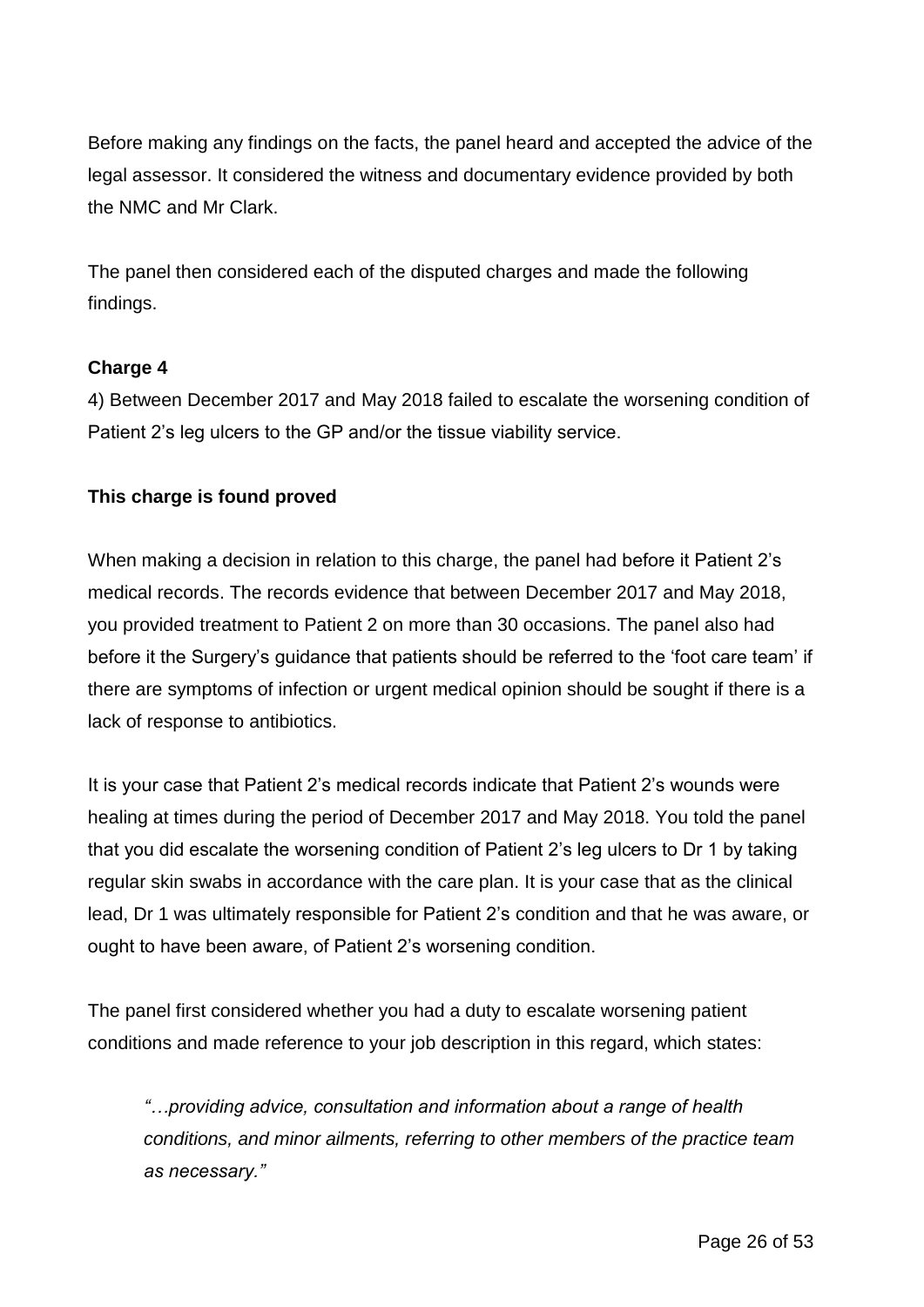Before making any findings on the facts, the panel heard and accepted the advice of the legal assessor. It considered the witness and documentary evidence provided by both the NMC and Mr Clark.

The panel then considered each of the disputed charges and made the following findings.

**Charge 4**

4) Between December 2017 and May 2018 failed to escalate the worsening condition of Patient 2's leg ulcers to the GP and/or the tissue viability service.

**This charge is found proved**

When making a decision in relation to this charge, the panel had before it Patient 2's medical records. The records evidence that between December 2017 and May 2018, you provided treatment to Patient 2 on more than 30 occasions. The panel also had before it the Surgery's guidance that patients should be referred to the 'foot care team' if there are symptoms of infection or urgent medical opinion should be sought if there is a lack of response to antibiotics.

It is your case that Patient 2's medical records indicate that Patient 2's wounds were healing at times during the period of December 2017 and May 2018. You told the panel that you did escalate the worsening condition of Patient 2's leg ulcers to Dr 1 by taking regular skin swabs in accordance with the care plan. It is your case that as the clinical lead, Dr 1 was ultimately responsible for Patient 2's condition and that he was aware, or ought to have been aware, of Patient 2's worsening condition.

The panel first considered whether you had a duty to escalate worsening patient conditions and made reference to your job description in this regard, which states:

> *"…providing advice, consultation and information about a range of health conditions, and minor ailments, referring to other members of the practice team as necessary."*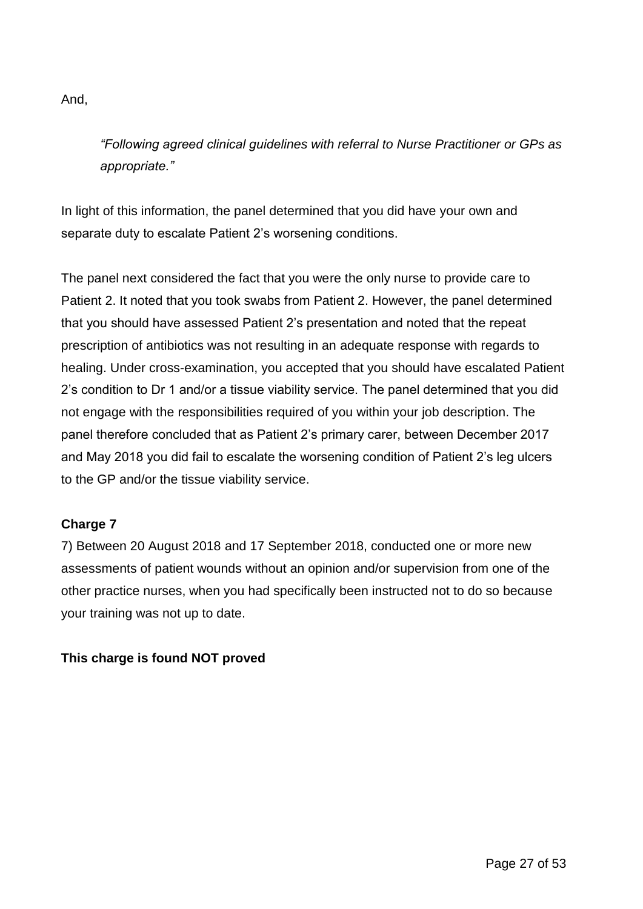And,

> *"Following agreed clinical guidelines with referral to Nurse Practitioner or GPs as appropriate."*

In light of this information, the panel determined that you did have your own and separate duty to escalate Patient 2's worsening conditions.

The panel next considered the fact that you were the only nurse to provide care to Patient 2. It noted that you took swabs from Patient 2. However, the panel determined that you should have assessed Patient 2's presentation and noted that the repeat prescription of antibiotics was not resulting in an adequate response with regards to healing. Under cross-examination, you accepted that you should have escalated Patient 2's condition to Dr 1 and/or a tissue viability service. The panel determined that you did not engage with the responsibilities required of you within your job description. The panel therefore concluded that as Patient 2's primary carer, between December 2017 and May 2018 you did fail to escalate the worsening condition of Patient 2's leg ulcers to the GP and/or the tissue viability service.

**Charge 7**

7) Between 20 August 2018 and 17 September 2018, conducted one or more new assessments of patient wounds without an opinion and/or supervision from one of the other practice nurses, when you had specifically been instructed not to do so because your training was not up to date.

**This charge is found NOT proved**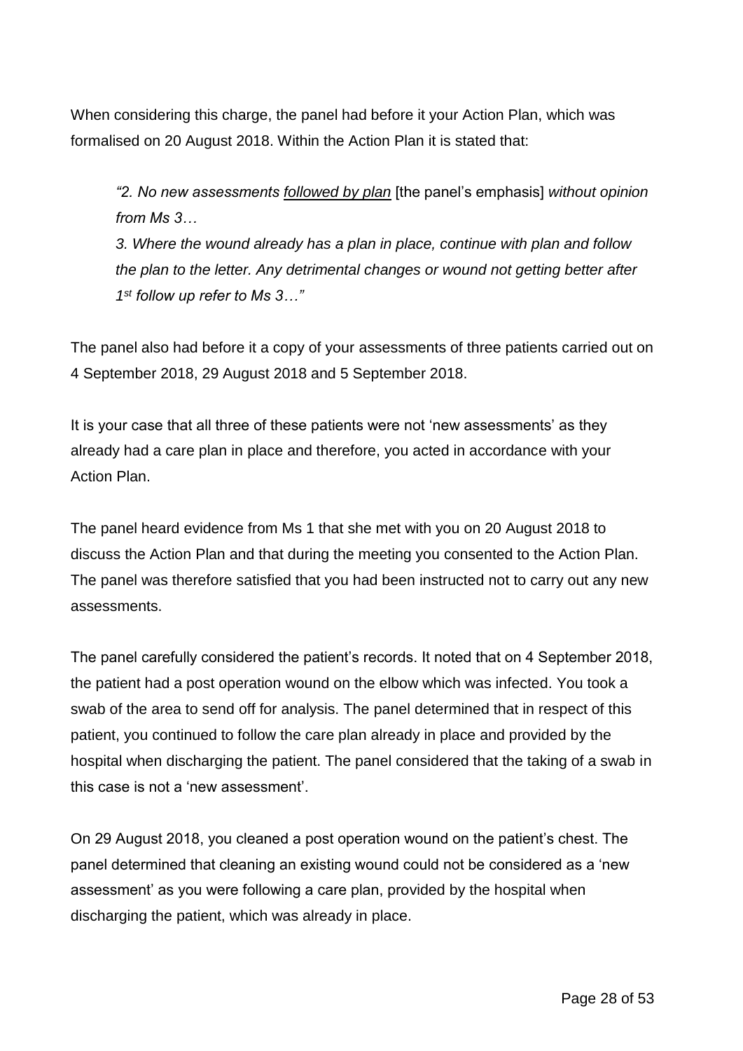When considering this charge, the panel had before it your Action Plan, which was formalised on 20 August 2018. Within the Action Plan it is stated that:

> *"2. No new assessments <u>followed by plan</u>* [the panel's emphasis] *without opinion from Ms 3…*
>
> *3. Where the wound already has a plan in place, continue with plan and follow the plan to the letter. Any detrimental changes or wound not getting better after 1st follow up refer to Ms 3…"*

The panel also had before it a copy of your assessments of three patients carried out on 4 September 2018, 29 August 2018 and 5 September 2018.

It is your case that all three of these patients were not 'new assessments' as they already had a care plan in place and therefore, you acted in accordance with your Action Plan.

The panel heard evidence from Ms 1 that she met with you on 20 August 2018 to discuss the Action Plan and that during the meeting you consented to the Action Plan. The panel was therefore satisfied that you had been instructed not to carry out any new assessments.

The panel carefully considered the patient's records. It noted that on 4 September 2018, the patient had a post operation wound on the elbow which was infected. You took a swab of the area to send off for analysis. The panel determined that in respect of this patient, you continued to follow the care plan already in place and provided by the hospital when discharging the patient. The panel considered that the taking of a swab in this case is not a 'new assessment'.

On 29 August 2018, you cleaned a post operation wound on the patient's chest. The panel determined that cleaning an existing wound could not be considered as a 'new assessment' as you were following a care plan, provided by the hospital when discharging the patient, which was already in place.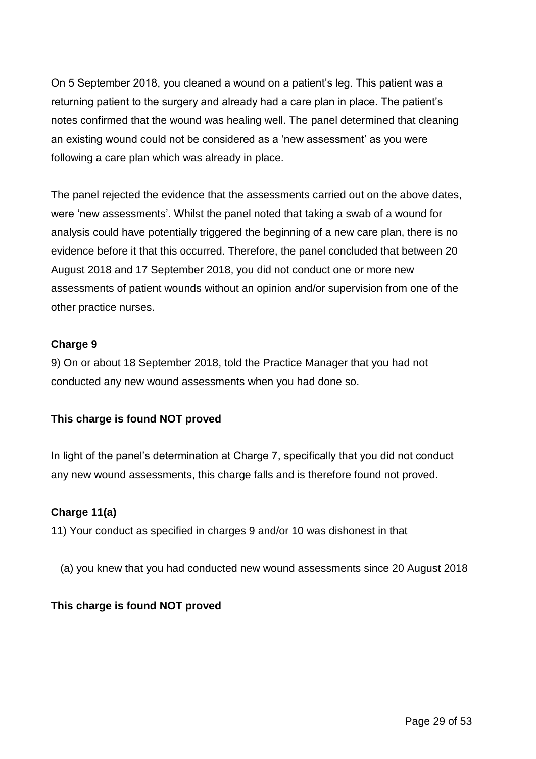On 5 September 2018, you cleaned a wound on a patient's leg. This patient was a returning patient to the surgery and already had a care plan in place. The patient's notes confirmed that the wound was healing well. The panel determined that cleaning an existing wound could not be considered as a 'new assessment' as you were following a care plan which was already in place.

The panel rejected the evidence that the assessments carried out on the above dates, were 'new assessments'. Whilst the panel noted that taking a swab of a wound for analysis could have potentially triggered the beginning of a new care plan, there is no evidence before it that this occurred. Therefore, the panel concluded that between 20 August 2018 and 17 September 2018, you did not conduct one or more new assessments of patient wounds without an opinion and/or supervision from one of the other practice nurses.

**Charge 9**

9) On or about 18 September 2018, told the Practice Manager that you had not conducted any new wound assessments when you had done so.

**This charge is found NOT proved**

In light of the panel's determination at Charge 7, specifically that you did not conduct any new wound assessments, this charge falls and is therefore found not proved.

**Charge 11(a)**

11) Your conduct as specified in charges 9 and/or 10 was dishonest in that

(a) you knew that you had conducted new wound assessments since 20 August 2018

**This charge is found NOT proved**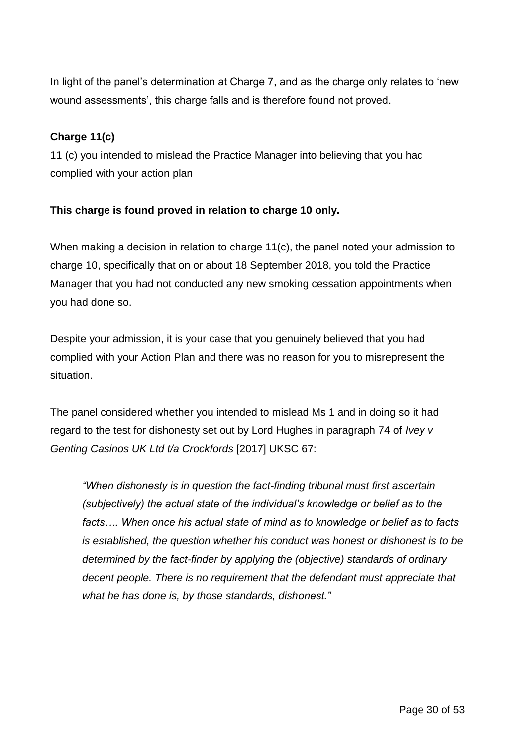In light of the panel's determination at Charge 7, and as the charge only relates to 'new wound assessments', this charge falls and is therefore found not proved.

**Charge 11(c)**

11 (c) you intended to mislead the Practice Manager into believing that you had complied with your action plan

**This charge is found proved in relation to charge 10 only.**

When making a decision in relation to charge 11(c), the panel noted your admission to charge 10, specifically that on or about 18 September 2018, you told the Practice Manager that you had not conducted any new smoking cessation appointments when you had done so.

Despite your admission, it is your case that you genuinely believed that you had complied with your Action Plan and there was no reason for you to misrepresent the situation.

The panel considered whether you intended to mislead Ms 1 and in doing so it had regard to the test for dishonesty set out by Lord Hughes in paragraph 74 of *Ivey v Genting Casinos UK Ltd t/a Crockfords* [2017] UKSC 67:

> *"When dishonesty is in question the fact-finding tribunal must first ascertain (subjectively) the actual state of the individual's knowledge or belief as to the facts…. When once his actual state of mind as to knowledge or belief as to facts is established, the question whether his conduct was honest or dishonest is to be determined by the fact-finder by applying the (objective) standards of ordinary decent people. There is no requirement that the defendant must appreciate that what he has done is, by those standards, dishonest."*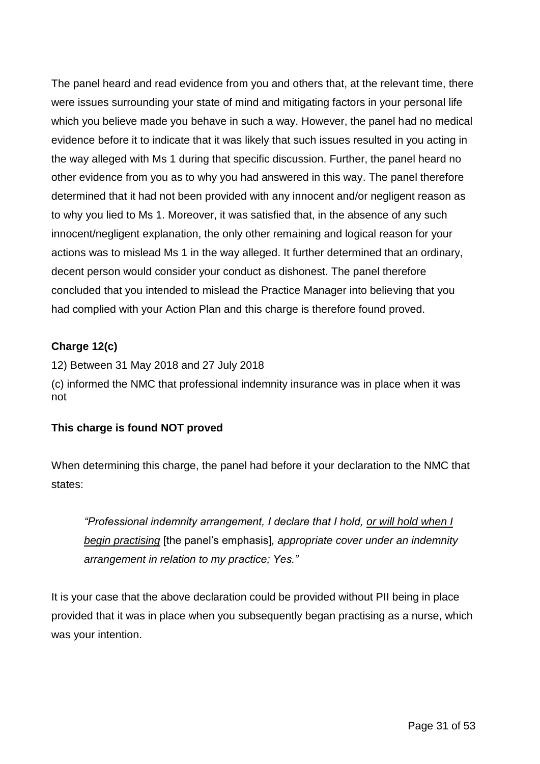The panel heard and read evidence from you and others that, at the relevant time, there were issues surrounding your state of mind and mitigating factors in your personal life which you believe made you behave in such a way. However, the panel had no medical evidence before it to indicate that it was likely that such issues resulted in you acting in the way alleged with Ms 1 during that specific discussion. Further, the panel heard no other evidence from you as to why you had answered in this way. The panel therefore determined that it had not been provided with any innocent and/or negligent reason as to why you lied to Ms 1. Moreover, it was satisfied that, in the absence of any such innocent/negligent explanation, the only other remaining and logical reason for your actions was to mislead Ms 1 in the way alleged. It further determined that an ordinary, decent person would consider your conduct as dishonest. The panel therefore concluded that you intended to mislead the Practice Manager into believing that you had complied with your Action Plan and this charge is therefore found proved.

**Charge 12(c)**

12) Between 31 May 2018 and 27 July 2018

(c) informed the NMC that professional indemnity insurance was in place when it was not

**This charge is found NOT proved**

When determining this charge, the panel had before it your declaration to the NMC that states:

> *"Professional indemnity arrangement, I declare that I hold, <u>or will hold when I begin practising</u>* [the panel's emphasis]*, appropriate cover under an indemnity arrangement in relation to my practice; Yes."*

It is your case that the above declaration could be provided without PII being in place provided that it was in place when you subsequently began practising as a nurse, which was your intention.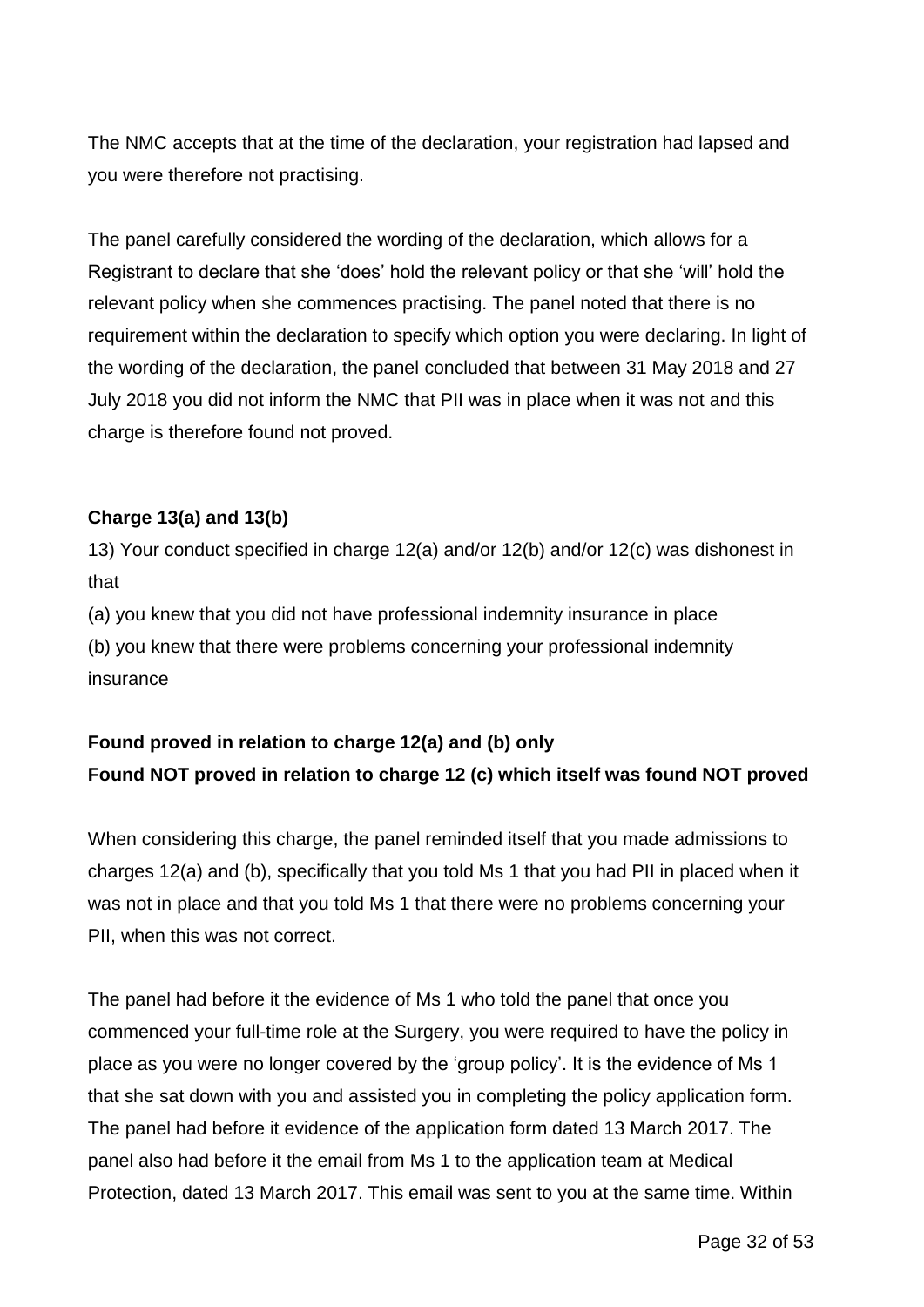The NMC accepts that at the time of the declaration, your registration had lapsed and you were therefore not practising.

The panel carefully considered the wording of the declaration, which allows for a Registrant to declare that she 'does' hold the relevant policy or that she 'will' hold the relevant policy when she commences practising. The panel noted that there is no requirement within the declaration to specify which option you were declaring. In light of the wording of the declaration, the panel concluded that between 31 May 2018 and 27 July 2018 you did not inform the NMC that PII was in place when it was not and this charge is therefore found not proved.

**Charge 13(a) and 13(b)**

13) Your conduct specified in charge 12(a) and/or 12(b) and/or 12(c) was dishonest in that

(a) you knew that you did not have professional indemnity insurance in place

(b) you knew that there were problems concerning your professional indemnity insurance

**Found proved in relation to charge 12(a) and (b) only**

**Found NOT proved in relation to charge 12 (c) which itself was found NOT proved**

When considering this charge, the panel reminded itself that you made admissions to charges 12(a) and (b), specifically that you told Ms 1 that you had PII in placed when it was not in place and that you told Ms 1 that there were no problems concerning your PII, when this was not correct.

The panel had before it the evidence of Ms 1 who told the panel that once you commenced your full-time role at the Surgery, you were required to have the policy in place as you were no longer covered by the 'group policy'. It is the evidence of Ms 1 that she sat down with you and assisted you in completing the policy application form. The panel had before it evidence of the application form dated 13 March 2017. The panel also had before it the email from Ms 1 to the application team at Medical Protection, dated 13 March 2017. This email was sent to you at the same time. Within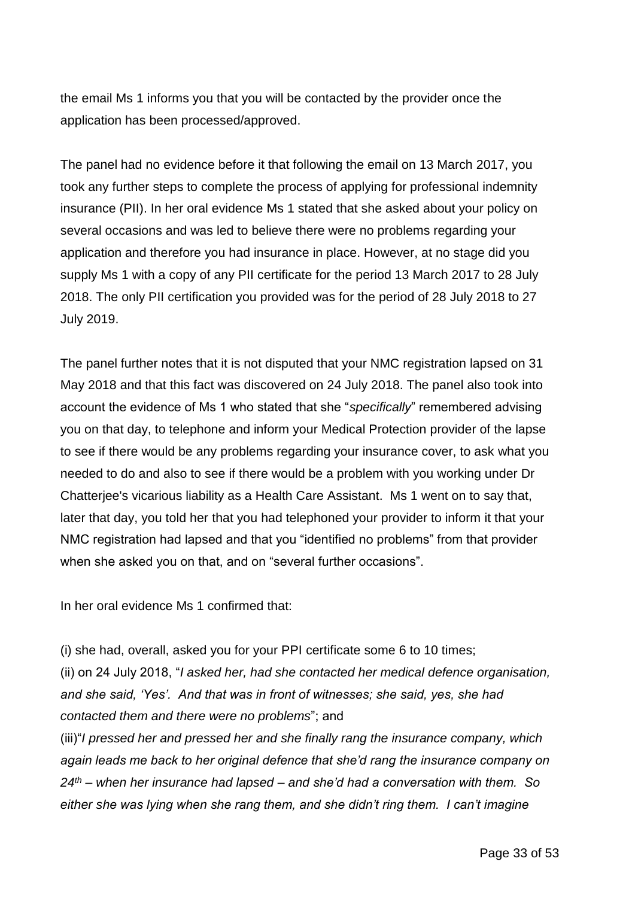the email Ms 1 informs you that you will be contacted by the provider once the application has been processed/approved.

The panel had no evidence before it that following the email on 13 March 2017, you took any further steps to complete the process of applying for professional indemnity insurance (PII). In her oral evidence Ms 1 stated that she asked about your policy on several occasions and was led to believe there were no problems regarding your application and therefore you had insurance in place. However, at no stage did you supply Ms 1 with a copy of any PII certificate for the period 13 March 2017 to 28 July 2018. The only PII certification you provided was for the period of 28 July 2018 to 27 July 2019.

The panel further notes that it is not disputed that your NMC registration lapsed on 31 May 2018 and that this fact was discovered on 24 July 2018. The panel also took into account the evidence of Ms 1 who stated that she "*specifically*" remembered advising you on that day, to telephone and inform your Medical Protection provider of the lapse to see if there would be any problems regarding your insurance cover, to ask what you needed to do and also to see if there would be a problem with you working under Dr Chatterjee's vicarious liability as a Health Care Assistant. Ms 1 went on to say that, later that day, you told her that you had telephoned your provider to inform it that your NMC registration had lapsed and that you "identified no problems" from that provider when she asked you on that, and on "several further occasions".

In her oral evidence Ms 1 confirmed that:

(i) she had, overall, asked you for your PPI certificate some 6 to 10 times;
(ii) on 24 July 2018, "*I asked her, had she contacted her medical defence organisation, and she said, 'Yes'. And that was in front of witnesses; she said, yes, she had contacted them and there were no problems*"; and
(iii)"*I pressed her and pressed her and she finally rang the insurance company, which again leads me back to her original defence that she'd rang the insurance company on 24th – when her insurance had lapsed – and she'd had a conversation with them. So either she was lying when she rang them, and she didn't ring them. I can't imagine*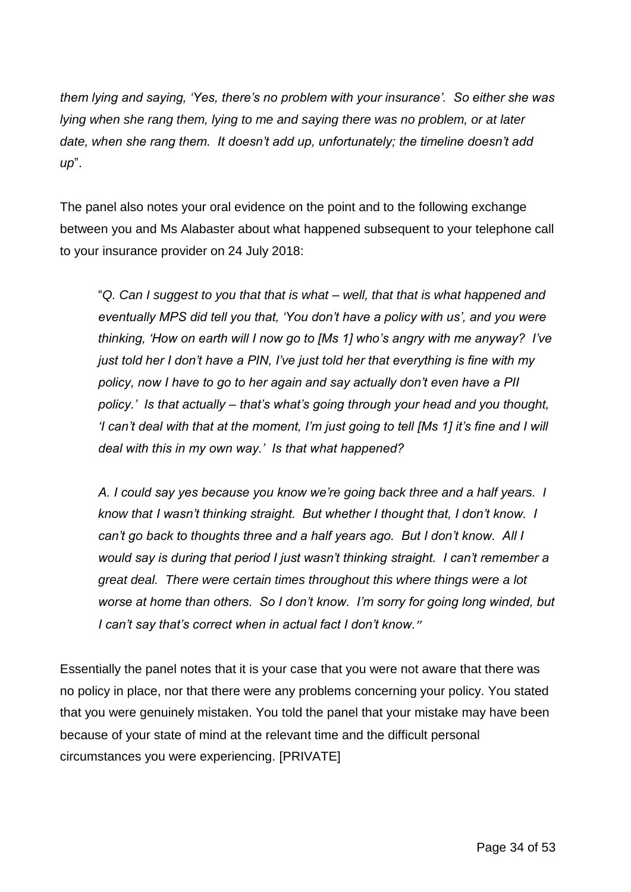*them lying and saying, 'Yes, there's no problem with your insurance'. So either she was lying when she rang them, lying to me and saying there was no problem, or at later date, when she rang them. It doesn't add up, unfortunately; the timeline doesn't add up*".

The panel also notes your oral evidence on the point and to the following exchange between you and Ms Alabaster about what happened subsequent to your telephone call to your insurance provider on 24 July 2018:

> "*Q. Can I suggest to you that that is what – well, that that is what happened and eventually MPS did tell you that, 'You don't have a policy with us', and you were thinking, 'How on earth will I now go to [Ms 1] who's angry with me anyway? I've just told her I don't have a PIN, I've just told her that everything is fine with my policy, now I have to go to her again and say actually don't even have a PII policy.' Is that actually – that's what's going through your head and you thought, 'I can't deal with that at the moment, I'm just going to tell [Ms 1] it's fine and I will deal with this in my own way.' Is that what happened?*
>
> *A. I could say yes because you know we're going back three and a half years. I know that I wasn't thinking straight. But whether I thought that, I don't know. I can't go back to thoughts three and a half years ago. But I don't know. All I would say is during that period I just wasn't thinking straight. I can't remember a great deal. There were certain times throughout this where things were a lot worse at home than others. So I don't know. I'm sorry for going long winded, but I can't say that's correct when in actual fact I don't know.*"

Essentially the panel notes that it is your case that you were not aware that there was no policy in place, nor that there were any problems concerning your policy. You stated that you were genuinely mistaken. You told the panel that your mistake may have been because of your state of mind at the relevant time and the difficult personal circumstances you were experiencing. [PRIVATE]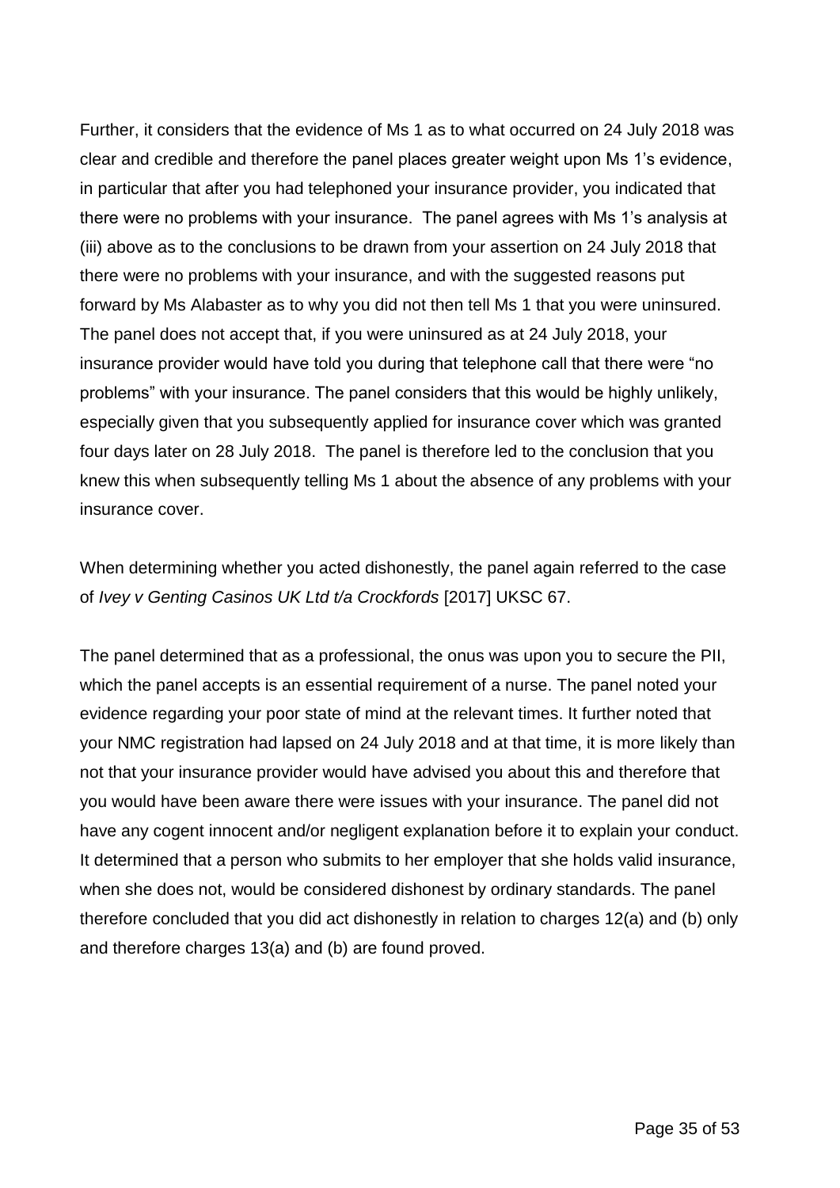Further, it considers that the evidence of Ms 1 as to what occurred on 24 July 2018 was clear and credible and therefore the panel places greater weight upon Ms 1's evidence, in particular that after you had telephoned your insurance provider, you indicated that there were no problems with your insurance. The panel agrees with Ms 1's analysis at (iii) above as to the conclusions to be drawn from your assertion on 24 July 2018 that there were no problems with your insurance, and with the suggested reasons put forward by Ms Alabaster as to why you did not then tell Ms 1 that you were uninsured. The panel does not accept that, if you were uninsured as at 24 July 2018, your insurance provider would have told you during that telephone call that there were "no problems" with your insurance. The panel considers that this would be highly unlikely, especially given that you subsequently applied for insurance cover which was granted four days later on 28 July 2018. The panel is therefore led to the conclusion that you knew this when subsequently telling Ms 1 about the absence of any problems with your insurance cover.

When determining whether you acted dishonestly, the panel again referred to the case of *Ivey v Genting Casinos UK Ltd t/a Crockfords* [2017] UKSC 67.

The panel determined that as a professional, the onus was upon you to secure the PII, which the panel accepts is an essential requirement of a nurse. The panel noted your evidence regarding your poor state of mind at the relevant times. It further noted that your NMC registration had lapsed on 24 July 2018 and at that time, it is more likely than not that your insurance provider would have advised you about this and therefore that you would have been aware there were issues with your insurance. The panel did not have any cogent innocent and/or negligent explanation before it to explain your conduct. It determined that a person who submits to her employer that she holds valid insurance, when she does not, would be considered dishonest by ordinary standards. The panel therefore concluded that you did act dishonestly in relation to charges 12(a) and (b) only and therefore charges 13(a) and (b) are found proved.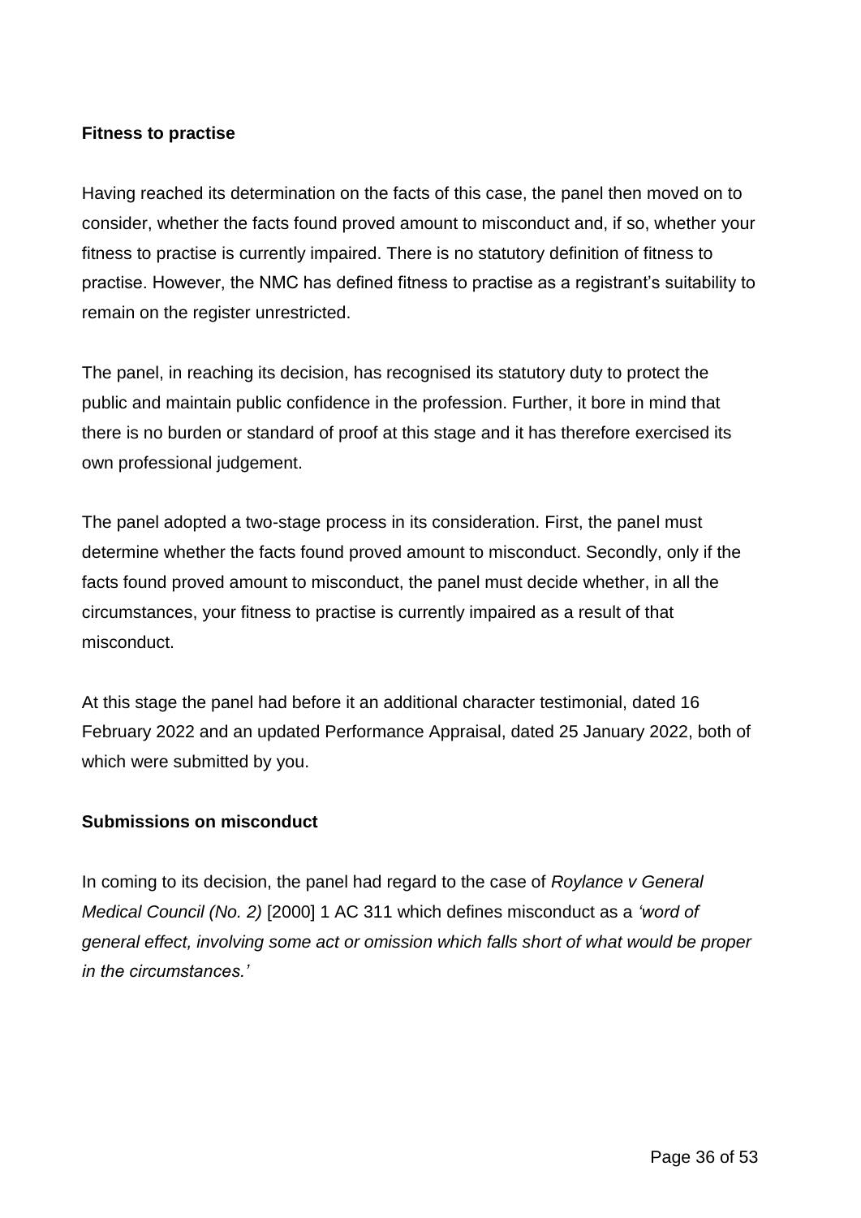**Fitness to practise**

Having reached its determination on the facts of this case, the panel then moved on to consider, whether the facts found proved amount to misconduct and, if so, whether your fitness to practise is currently impaired. There is no statutory definition of fitness to practise. However, the NMC has defined fitness to practise as a registrant's suitability to remain on the register unrestricted.

The panel, in reaching its decision, has recognised its statutory duty to protect the public and maintain public confidence in the profession. Further, it bore in mind that there is no burden or standard of proof at this stage and it has therefore exercised its own professional judgement.

The panel adopted a two-stage process in its consideration. First, the panel must determine whether the facts found proved amount to misconduct. Secondly, only if the facts found proved amount to misconduct, the panel must decide whether, in all the circumstances, your fitness to practise is currently impaired as a result of that misconduct.

At this stage the panel had before it an additional character testimonial, dated 16 February 2022 and an updated Performance Appraisal, dated 25 January 2022, both of which were submitted by you.

**Submissions on misconduct**

In coming to its decision, the panel had regard to the case of *Roylance v General Medical Council (No. 2)* [2000] 1 AC 311 which defines misconduct as a *'word of general effect, involving some act or omission which falls short of what would be proper in the circumstances.'*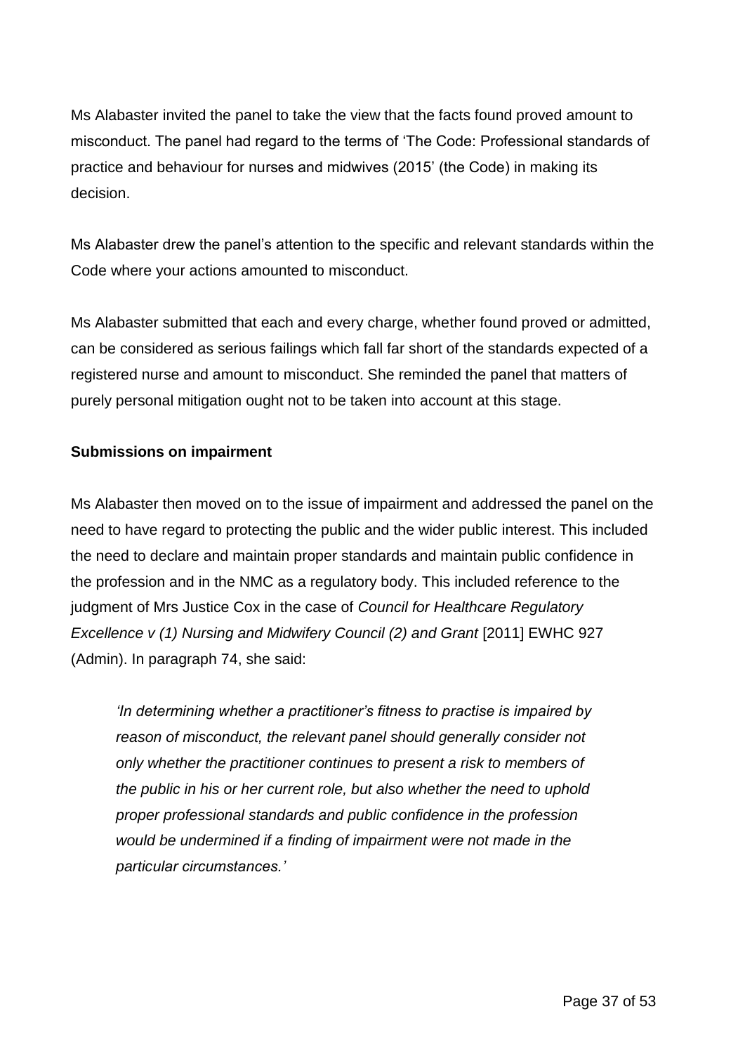Ms Alabaster invited the panel to take the view that the facts found proved amount to misconduct. The panel had regard to the terms of 'The Code: Professional standards of practice and behaviour for nurses and midwives (2015' (the Code) in making its decision.

Ms Alabaster drew the panel's attention to the specific and relevant standards within the Code where your actions amounted to misconduct.

Ms Alabaster submitted that each and every charge, whether found proved or admitted, can be considered as serious failings which fall far short of the standards expected of a registered nurse and amount to misconduct. She reminded the panel that matters of purely personal mitigation ought not to be taken into account at this stage.

**Submissions on impairment**

Ms Alabaster then moved on to the issue of impairment and addressed the panel on the need to have regard to protecting the public and the wider public interest. This included the need to declare and maintain proper standards and maintain public confidence in the profession and in the NMC as a regulatory body. This included reference to the judgment of Mrs Justice Cox in the case of *Council for Healthcare Regulatory Excellence v (1) Nursing and Midwifery Council (2) and Grant* [2011] EWHC 927 (Admin). In paragraph 74, she said:

> *'In determining whether a practitioner's fitness to practise is impaired by reason of misconduct, the relevant panel should generally consider not only whether the practitioner continues to present a risk to members of the public in his or her current role, but also whether the need to uphold proper professional standards and public confidence in the profession would be undermined if a finding of impairment were not made in the particular circumstances.'*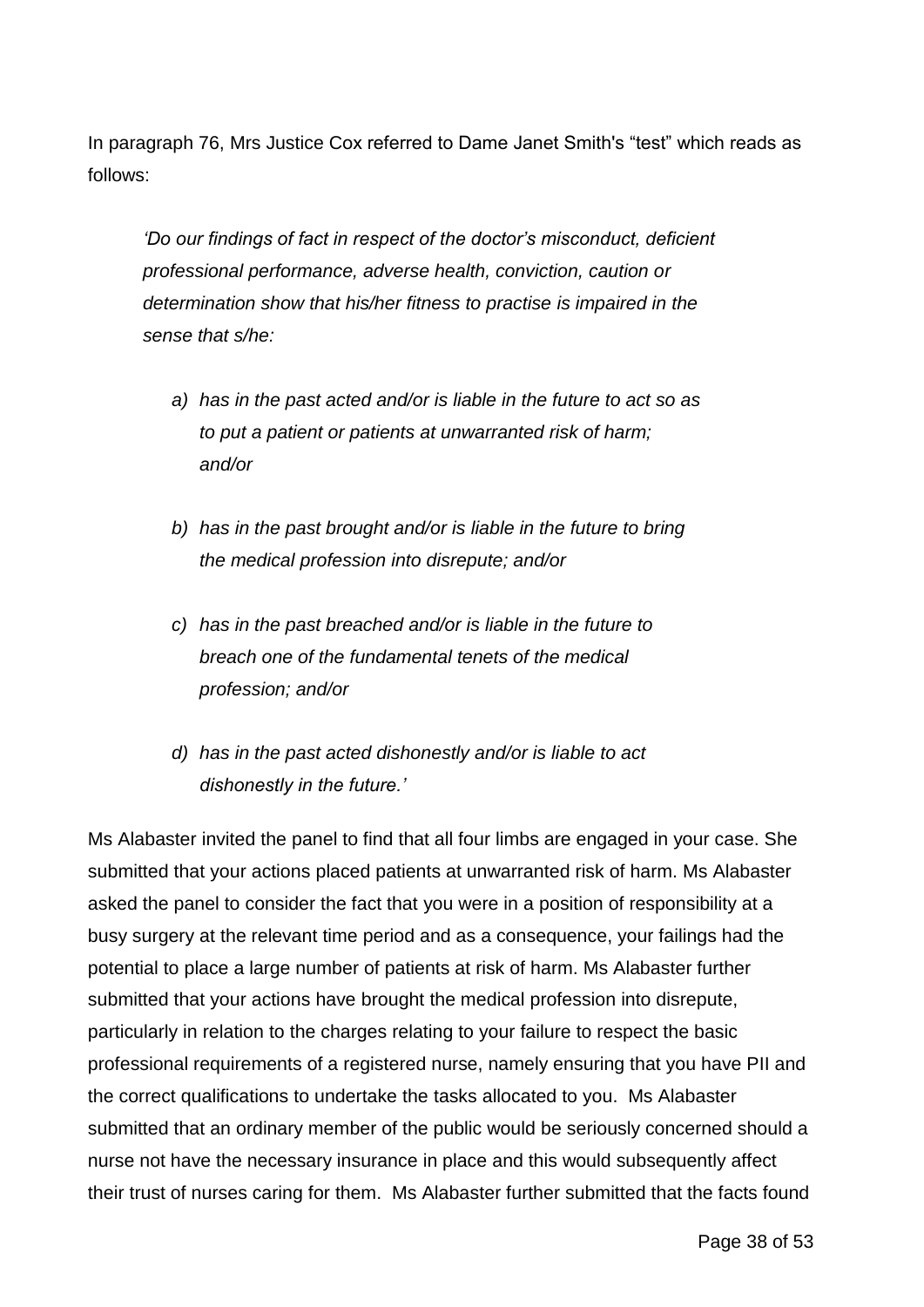In paragraph 76, Mrs Justice Cox referred to Dame Janet Smith's "test" which reads as follows:

> *'Do our findings of fact in respect of the doctor's misconduct, deficient professional performance, adverse health, conviction, caution or determination show that his/her fitness to practise is impaired in the sense that s/he:*
>
> *a) has in the past acted and/or is liable in the future to act so as to put a patient or patients at unwarranted risk of harm; and/or*
>
> *b) has in the past brought and/or is liable in the future to bring the medical profession into disrepute; and/or*
>
> *c) has in the past breached and/or is liable in the future to breach one of the fundamental tenets of the medical profession; and/or*
>
> *d) has in the past acted dishonestly and/or is liable to act dishonestly in the future.'*

Ms Alabaster invited the panel to find that all four limbs are engaged in your case. She submitted that your actions placed patients at unwarranted risk of harm. Ms Alabaster asked the panel to consider the fact that you were in a position of responsibility at a busy surgery at the relevant time period and as a consequence, your failings had the potential to place a large number of patients at risk of harm. Ms Alabaster further submitted that your actions have brought the medical profession into disrepute, particularly in relation to the charges relating to your failure to respect the basic professional requirements of a registered nurse, namely ensuring that you have PII and the correct qualifications to undertake the tasks allocated to you. Ms Alabaster submitted that an ordinary member of the public would be seriously concerned should a nurse not have the necessary insurance in place and this would subsequently affect their trust of nurses caring for them. Ms Alabaster further submitted that the facts found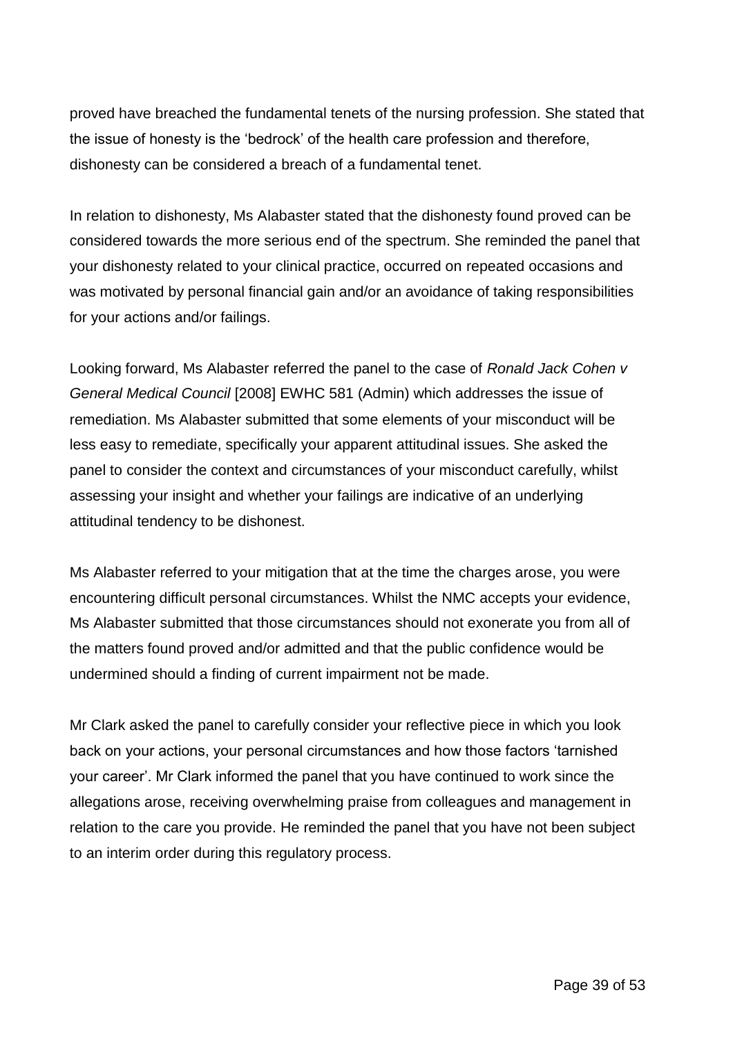proved have breached the fundamental tenets of the nursing profession. She stated that the issue of honesty is the 'bedrock' of the health care profession and therefore, dishonesty can be considered a breach of a fundamental tenet.

In relation to dishonesty, Ms Alabaster stated that the dishonesty found proved can be considered towards the more serious end of the spectrum. She reminded the panel that your dishonesty related to your clinical practice, occurred on repeated occasions and was motivated by personal financial gain and/or an avoidance of taking responsibilities for your actions and/or failings.

Looking forward, Ms Alabaster referred the panel to the case of *Ronald Jack Cohen v General Medical Council* [2008] EWHC 581 (Admin) which addresses the issue of remediation. Ms Alabaster submitted that some elements of your misconduct will be less easy to remediate, specifically your apparent attitudinal issues. She asked the panel to consider the context and circumstances of your misconduct carefully, whilst assessing your insight and whether your failings are indicative of an underlying attitudinal tendency to be dishonest.

Ms Alabaster referred to your mitigation that at the time the charges arose, you were encountering difficult personal circumstances. Whilst the NMC accepts your evidence, Ms Alabaster submitted that those circumstances should not exonerate you from all of the matters found proved and/or admitted and that the public confidence would be undermined should a finding of current impairment not be made.

Mr Clark asked the panel to carefully consider your reflective piece in which you look back on your actions, your personal circumstances and how those factors 'tarnished your career'. Mr Clark informed the panel that you have continued to work since the allegations arose, receiving overwhelming praise from colleagues and management in relation to the care you provide. He reminded the panel that you have not been subject to an interim order during this regulatory process.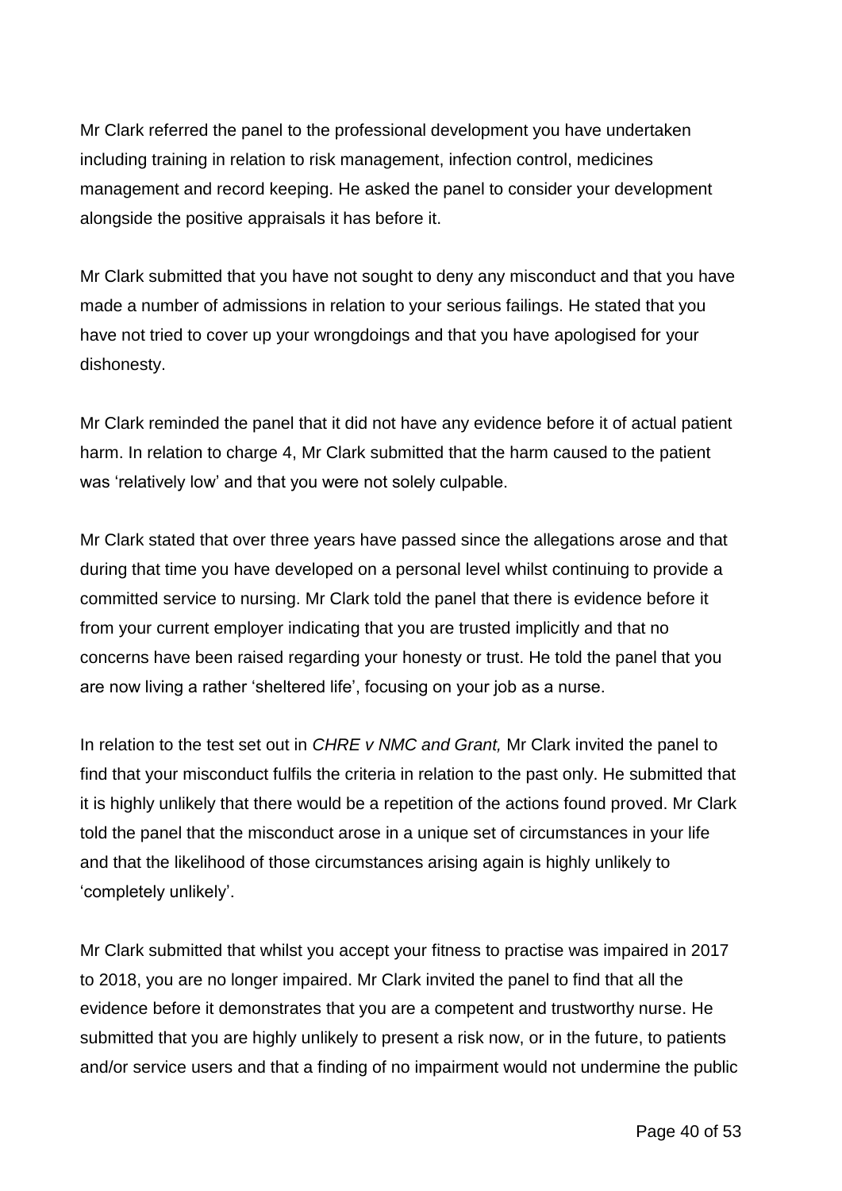Mr Clark referred the panel to the professional development you have undertaken including training in relation to risk management, infection control, medicines management and record keeping. He asked the panel to consider your development alongside the positive appraisals it has before it.

Mr Clark submitted that you have not sought to deny any misconduct and that you have made a number of admissions in relation to your serious failings. He stated that you have not tried to cover up your wrongdoings and that you have apologised for your dishonesty.

Mr Clark reminded the panel that it did not have any evidence before it of actual patient harm. In relation to charge 4, Mr Clark submitted that the harm caused to the patient was 'relatively low' and that you were not solely culpable.

Mr Clark stated that over three years have passed since the allegations arose and that during that time you have developed on a personal level whilst continuing to provide a committed service to nursing. Mr Clark told the panel that there is evidence before it from your current employer indicating that you are trusted implicitly and that no concerns have been raised regarding your honesty or trust. He told the panel that you are now living a rather 'sheltered life', focusing on your job as a nurse.

In relation to the test set out in *CHRE v NMC and Grant,* Mr Clark invited the panel to find that your misconduct fulfils the criteria in relation to the past only. He submitted that it is highly unlikely that there would be a repetition of the actions found proved. Mr Clark told the panel that the misconduct arose in a unique set of circumstances in your life and that the likelihood of those circumstances arising again is highly unlikely to 'completely unlikely'.

Mr Clark submitted that whilst you accept your fitness to practise was impaired in 2017 to 2018, you are no longer impaired. Mr Clark invited the panel to find that all the evidence before it demonstrates that you are a competent and trustworthy nurse. He submitted that you are highly unlikely to present a risk now, or in the future, to patients and/or service users and that a finding of no impairment would not undermine the public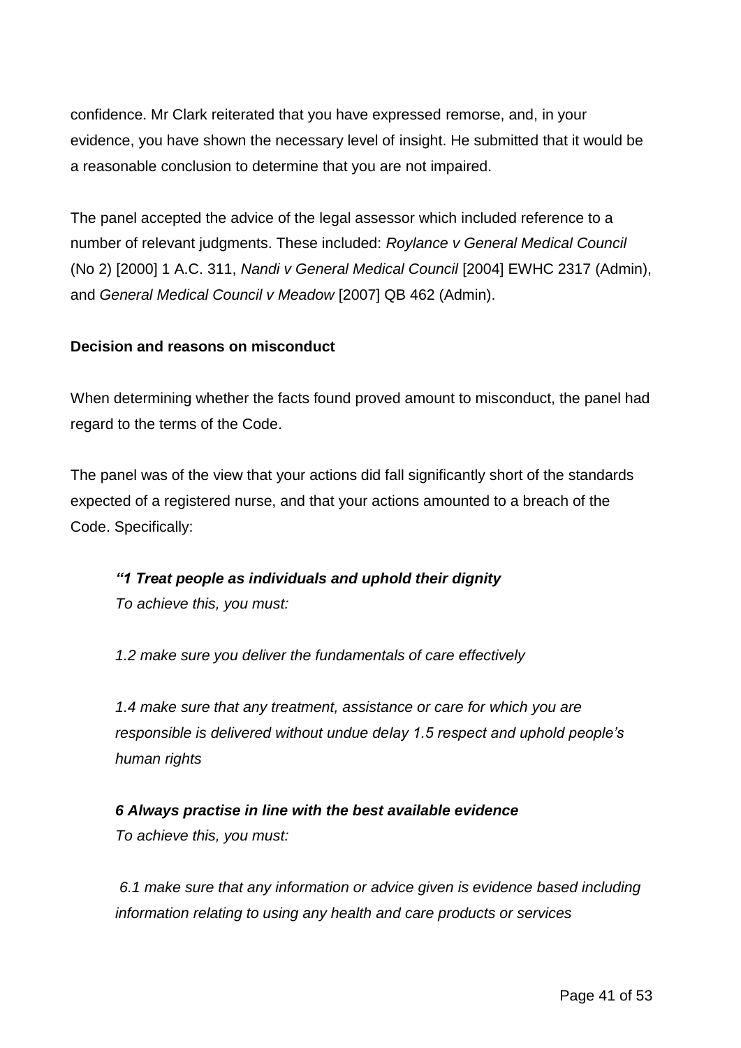confidence. Mr Clark reiterated that you have expressed remorse, and, in your evidence, you have shown the necessary level of insight. He submitted that it would be a reasonable conclusion to determine that you are not impaired.

The panel accepted the advice of the legal assessor which included reference to a number of relevant judgments. These included: *Roylance v General Medical Council* (No 2) [2000] 1 A.C. 311, *Nandi v General Medical Council* [2004] EWHC 2317 (Admin), and *General Medical Council v Meadow* [2007] QB 462 (Admin).

**Decision and reasons on misconduct**

When determining whether the facts found proved amount to misconduct, the panel had regard to the terms of the Code.

The panel was of the view that your actions did fall significantly short of the standards expected of a registered nurse, and that your actions amounted to a breach of the Code. Specifically:

> ***"1 Treat people as individuals and uphold their dignity***
> *To achieve this, you must:*
>
> *1.2 make sure you deliver the fundamentals of care effectively*
>
> *1.4 make sure that any treatment, assistance or care for which you are responsible is delivered without undue delay 1.5 respect and uphold people's human rights*
>
> ***6 Always practise in line with the best available evidence***
> *To achieve this, you must:*
>
> *6.1 make sure that any information or advice given is evidence based including information relating to using any health and care products or services*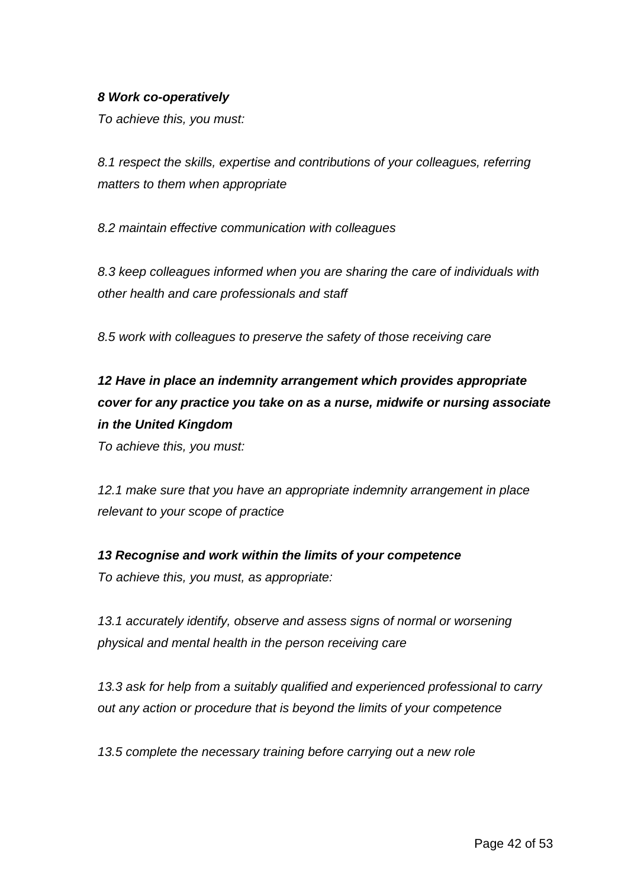***8 Work co-operatively***

*To achieve this, you must:*

*8.1 respect the skills, expertise and contributions of your colleagues, referring matters to them when appropriate*

*8.2 maintain effective communication with colleagues*

*8.3 keep colleagues informed when you are sharing the care of individuals with other health and care professionals and staff*

*8.5 work with colleagues to preserve the safety of those receiving care*

***12 Have in place an indemnity arrangement which provides appropriate cover for any practice you take on as a nurse, midwife or nursing associate in the United Kingdom***

*To achieve this, you must:*

*12.1 make sure that you have an appropriate indemnity arrangement in place relevant to your scope of practice*

***13 Recognise and work within the limits of your competence***

*To achieve this, you must, as appropriate:*

*13.1 accurately identify, observe and assess signs of normal or worsening physical and mental health in the person receiving care*

*13.3 ask for help from a suitably qualified and experienced professional to carry out any action or procedure that is beyond the limits of your competence*

*13.5 complete the necessary training before carrying out a new role*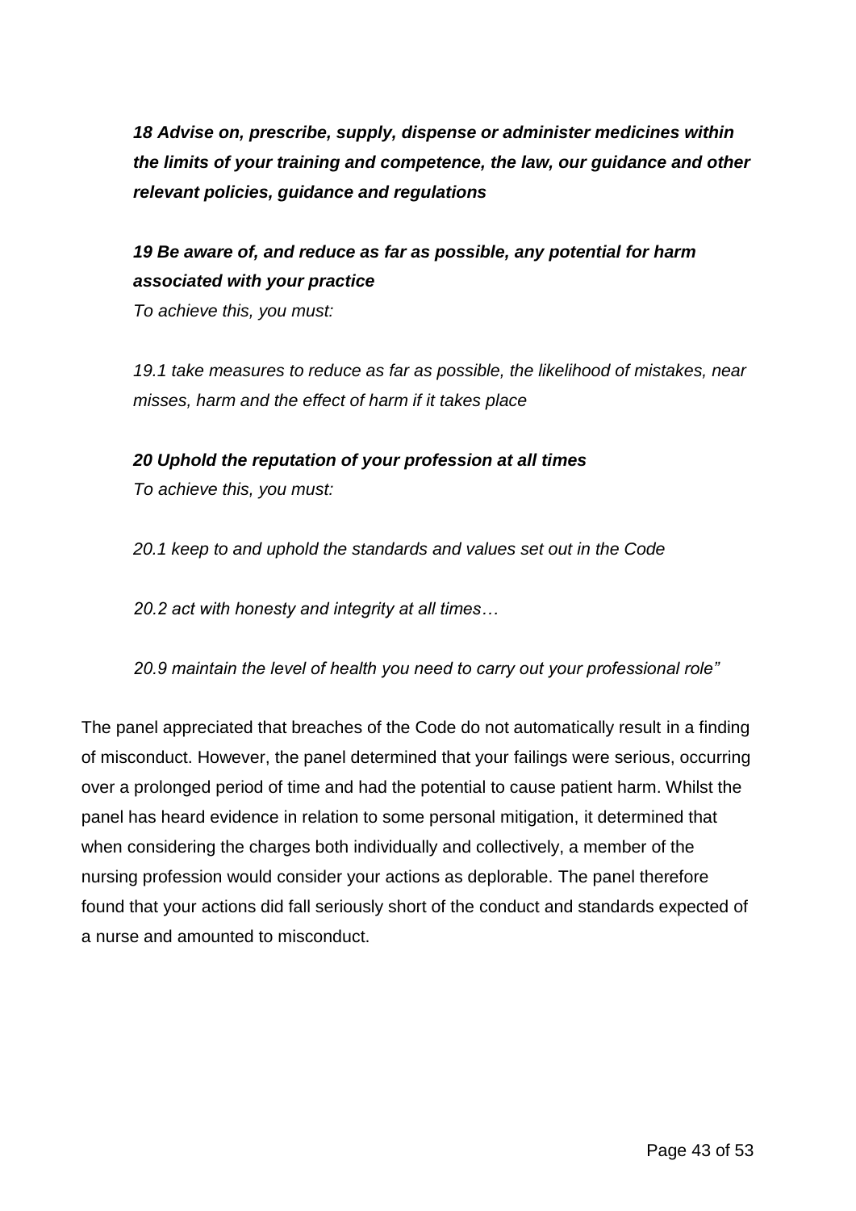***18 Advise on, prescribe, supply, dispense or administer medicines within the limits of your training and competence, the law, our guidance and other relevant policies, guidance and regulations***

***19 Be aware of, and reduce as far as possible, any potential for harm associated with your practice***

*To achieve this, you must:*

*19.1 take measures to reduce as far as possible, the likelihood of mistakes, near misses, harm and the effect of harm if it takes place*

***20 Uphold the reputation of your profession at all times***

*To achieve this, you must:*

*20.1 keep to and uphold the standards and values set out in the Code*

*20.2 act with honesty and integrity at all times…*

*20.9 maintain the level of health you need to carry out your professional role"*

The panel appreciated that breaches of the Code do not automatically result in a finding of misconduct. However, the panel determined that your failings were serious, occurring over a prolonged period of time and had the potential to cause patient harm. Whilst the panel has heard evidence in relation to some personal mitigation, it determined that when considering the charges both individually and collectively, a member of the nursing profession would consider your actions as deplorable. The panel therefore found that your actions did fall seriously short of the conduct and standards expected of a nurse and amounted to misconduct.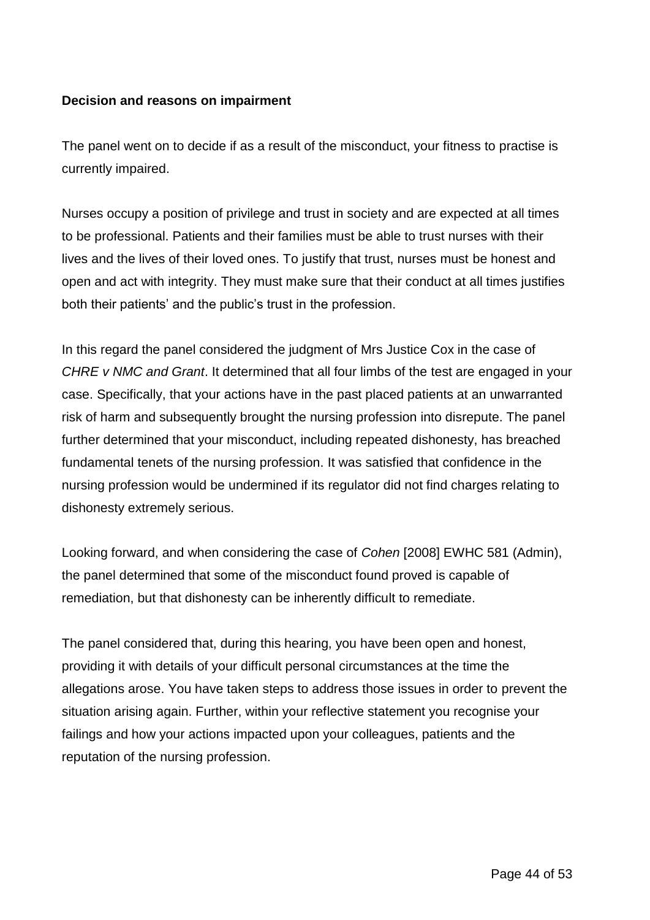**Decision and reasons on impairment**

The panel went on to decide if as a result of the misconduct, your fitness to practise is currently impaired.

Nurses occupy a position of privilege and trust in society and are expected at all times to be professional. Patients and their families must be able to trust nurses with their lives and the lives of their loved ones. To justify that trust, nurses must be honest and open and act with integrity. They must make sure that their conduct at all times justifies both their patients' and the public's trust in the profession.

In this regard the panel considered the judgment of Mrs Justice Cox in the case of *CHRE v NMC and Grant*. It determined that all four limbs of the test are engaged in your case. Specifically, that your actions have in the past placed patients at an unwarranted risk of harm and subsequently brought the nursing profession into disrepute. The panel further determined that your misconduct, including repeated dishonesty, has breached fundamental tenets of the nursing profession. It was satisfied that confidence in the nursing profession would be undermined if its regulator did not find charges relating to dishonesty extremely serious.

Looking forward, and when considering the case of *Cohen* [2008] EWHC 581 (Admin), the panel determined that some of the misconduct found proved is capable of remediation, but that dishonesty can be inherently difficult to remediate.

The panel considered that, during this hearing, you have been open and honest, providing it with details of your difficult personal circumstances at the time the allegations arose. You have taken steps to address those issues in order to prevent the situation arising again. Further, within your reflective statement you recognise your failings and how your actions impacted upon your colleagues, patients and the reputation of the nursing profession.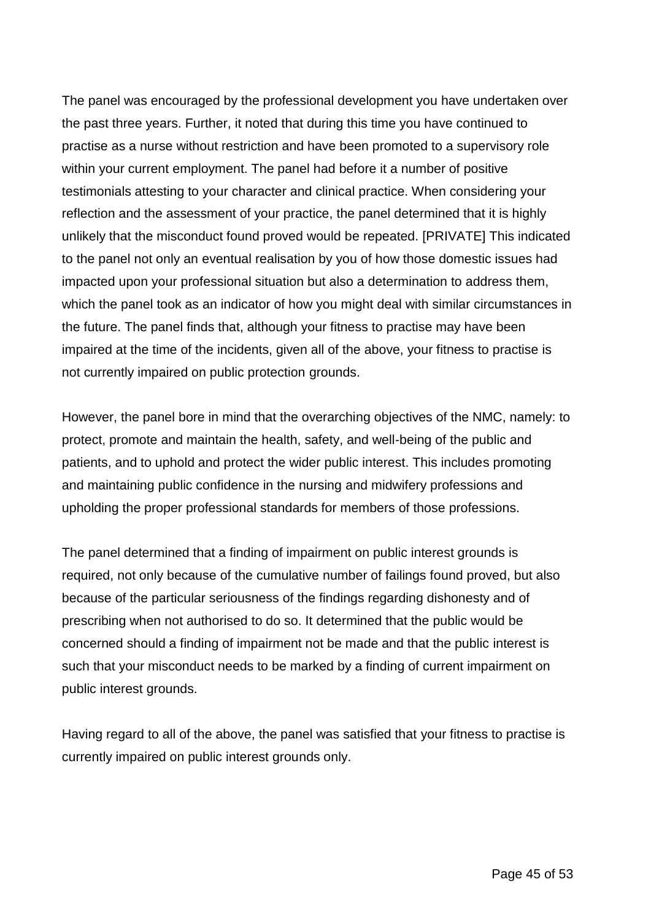The panel was encouraged by the professional development you have undertaken over the past three years. Further, it noted that during this time you have continued to practise as a nurse without restriction and have been promoted to a supervisory role within your current employment. The panel had before it a number of positive testimonials attesting to your character and clinical practice. When considering your reflection and the assessment of your practice, the panel determined that it is highly unlikely that the misconduct found proved would be repeated. [PRIVATE] This indicated to the panel not only an eventual realisation by you of how those domestic issues had impacted upon your professional situation but also a determination to address them, which the panel took as an indicator of how you might deal with similar circumstances in the future. The panel finds that, although your fitness to practise may have been impaired at the time of the incidents, given all of the above, your fitness to practise is not currently impaired on public protection grounds.

However, the panel bore in mind that the overarching objectives of the NMC, namely: to protect, promote and maintain the health, safety, and well-being of the public and patients, and to uphold and protect the wider public interest. This includes promoting and maintaining public confidence in the nursing and midwifery professions and upholding the proper professional standards for members of those professions.

The panel determined that a finding of impairment on public interest grounds is required, not only because of the cumulative number of failings found proved, but also because of the particular seriousness of the findings regarding dishonesty and of prescribing when not authorised to do so. It determined that the public would be concerned should a finding of impairment not be made and that the public interest is such that your misconduct needs to be marked by a finding of current impairment on public interest grounds.

Having regard to all of the above, the panel was satisfied that your fitness to practise is currently impaired on public interest grounds only.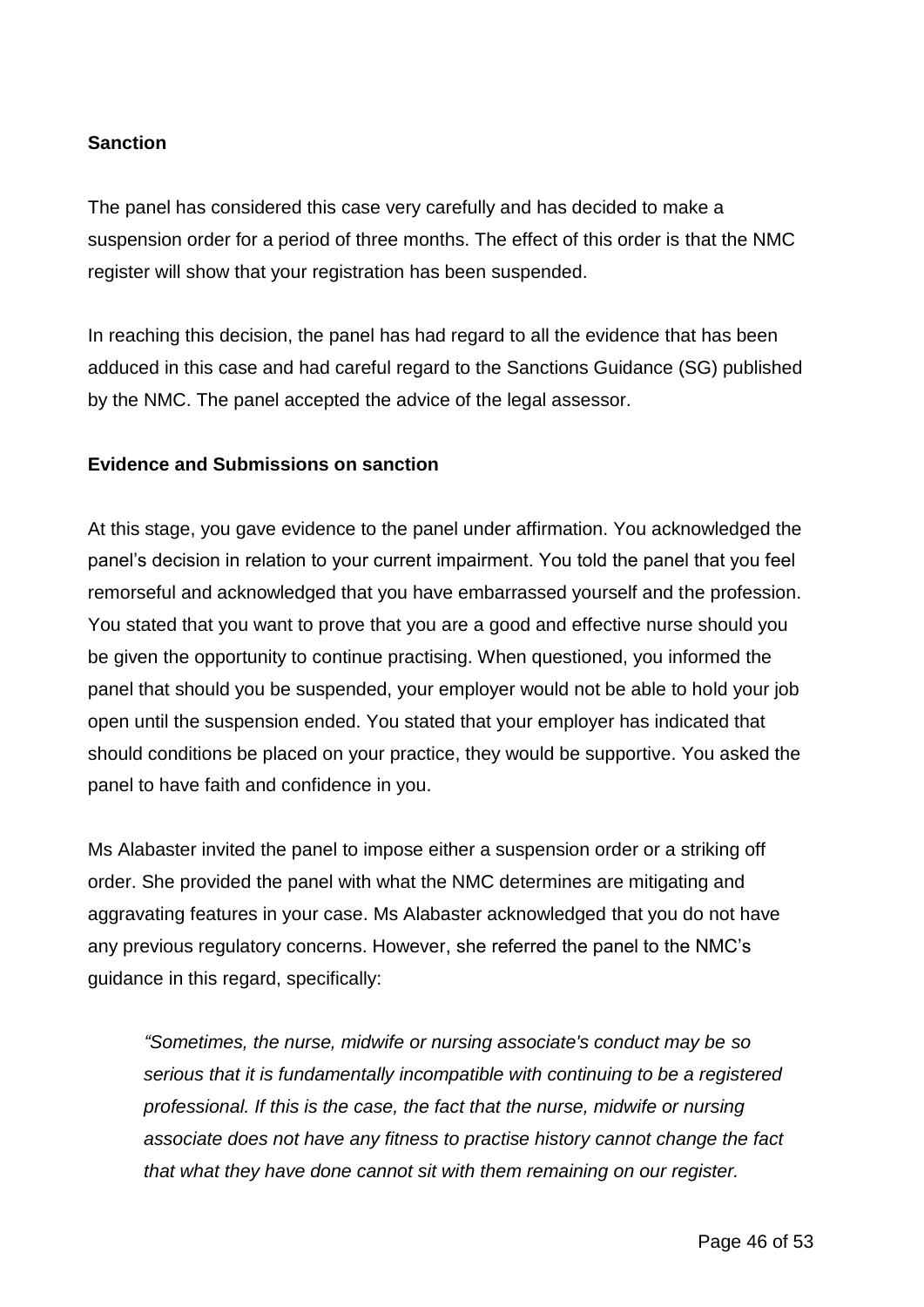**Sanction**

The panel has considered this case very carefully and has decided to make a suspension order for a period of three months. The effect of this order is that the NMC register will show that your registration has been suspended.

In reaching this decision, the panel has had regard to all the evidence that has been adduced in this case and had careful regard to the Sanctions Guidance (SG) published by the NMC. The panel accepted the advice of the legal assessor.

**Evidence and Submissions on sanction**

At this stage, you gave evidence to the panel under affirmation. You acknowledged the panel's decision in relation to your current impairment. You told the panel that you feel remorseful and acknowledged that you have embarrassed yourself and the profession. You stated that you want to prove that you are a good and effective nurse should you be given the opportunity to continue practising. When questioned, you informed the panel that should you be suspended, your employer would not be able to hold your job open until the suspension ended. You stated that your employer has indicated that should conditions be placed on your practice, they would be supportive. You asked the panel to have faith and confidence in you.

Ms Alabaster invited the panel to impose either a suspension order or a striking off order. She provided the panel with what the NMC determines are mitigating and aggravating features in your case. Ms Alabaster acknowledged that you do not have any previous regulatory concerns. However, she referred the panel to the NMC's guidance in this regard, specifically:

> *"Sometimes, the nurse, midwife or nursing associate's conduct may be so serious that it is fundamentally incompatible with continuing to be a registered professional. If this is the case, the fact that the nurse, midwife or nursing associate does not have any fitness to practise history cannot change the fact that what they have done cannot sit with them remaining on our register.*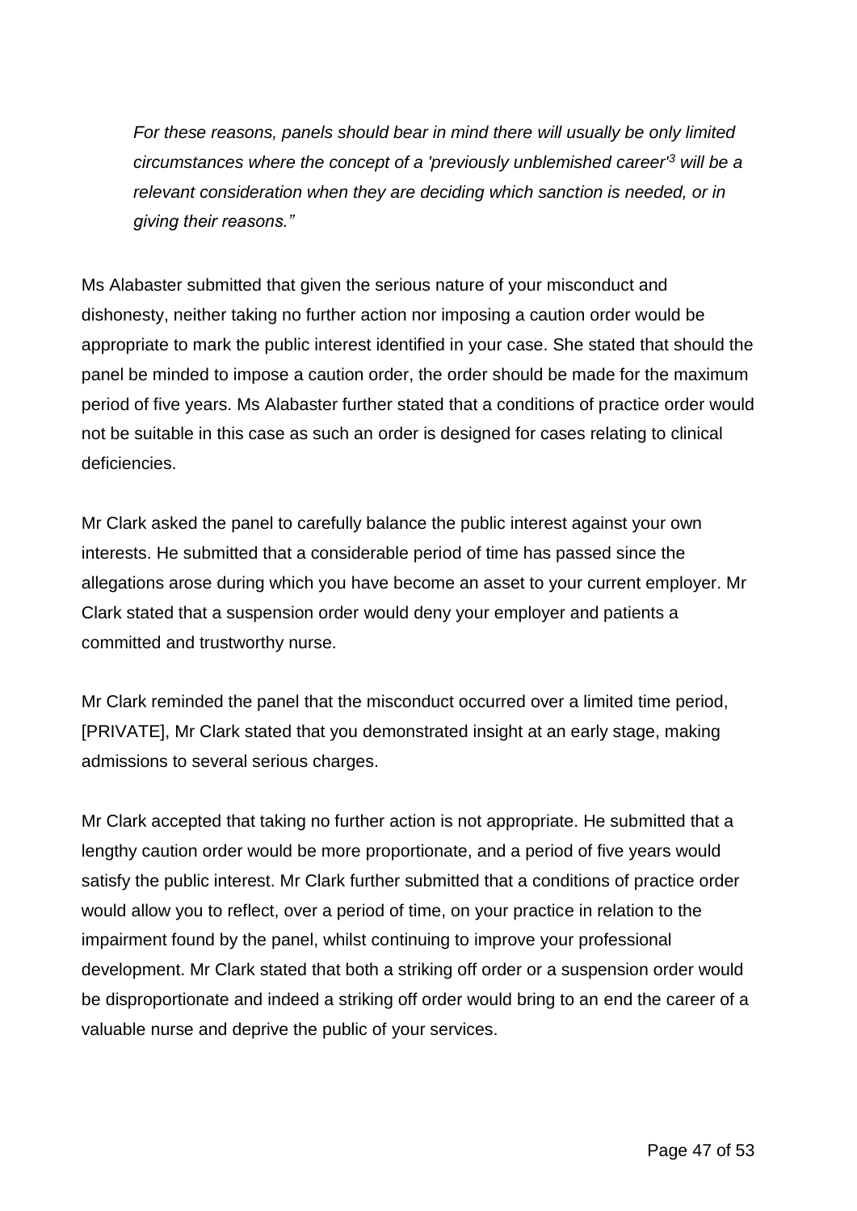*For these reasons, panels should bear in mind there will usually be only limited circumstances where the concept of a 'previously unblemished career'[3] will be a relevant consideration when they are deciding which sanction is needed, or in giving their reasons."*

Ms Alabaster submitted that given the serious nature of your misconduct and dishonesty, neither taking no further action nor imposing a caution order would be appropriate to mark the public interest identified in your case. She stated that should the panel be minded to impose a caution order, the order should be made for the maximum period of five years. Ms Alabaster further stated that a conditions of practice order would not be suitable in this case as such an order is designed for cases relating to clinical deficiencies.

Mr Clark asked the panel to carefully balance the public interest against your own interests. He submitted that a considerable period of time has passed since the allegations arose during which you have become an asset to your current employer. Mr Clark stated that a suspension order would deny your employer and patients a committed and trustworthy nurse.

Mr Clark reminded the panel that the misconduct occurred over a limited time period, [PRIVATE], Mr Clark stated that you demonstrated insight at an early stage, making admissions to several serious charges.

Mr Clark accepted that taking no further action is not appropriate. He submitted that a lengthy caution order would be more proportionate, and a period of five years would satisfy the public interest. Mr Clark further submitted that a conditions of practice order would allow you to reflect, over a period of time, on your practice in relation to the impairment found by the panel, whilst continuing to improve your professional development. Mr Clark stated that both a striking off order or a suspension order would be disproportionate and indeed a striking off order would bring to an end the career of a valuable nurse and deprive the public of your services.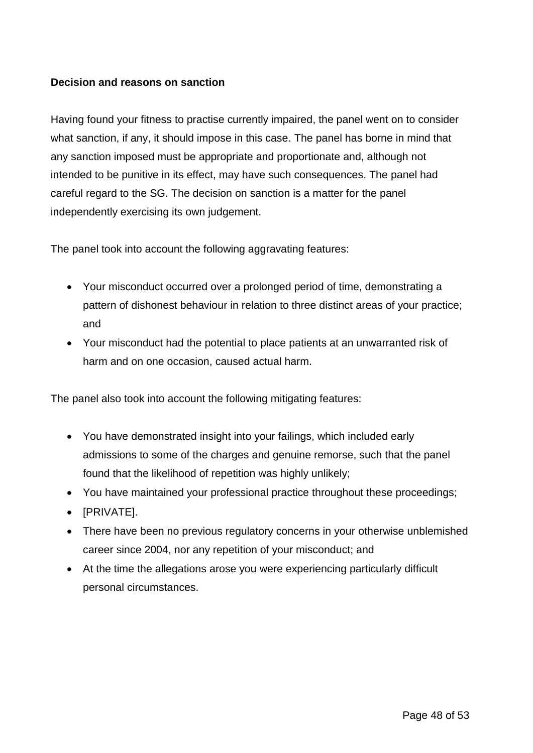**Decision and reasons on sanction**

Having found your fitness to practise currently impaired, the panel went on to consider what sanction, if any, it should impose in this case. The panel has borne in mind that any sanction imposed must be appropriate and proportionate and, although not intended to be punitive in its effect, may have such consequences. The panel had careful regard to the SG. The decision on sanction is a matter for the panel independently exercising its own judgement.

The panel took into account the following aggravating features:

- Your misconduct occurred over a prolonged period of time, demonstrating a pattern of dishonest behaviour in relation to three distinct areas of your practice; and
- Your misconduct had the potential to place patients at an unwarranted risk of harm and on one occasion, caused actual harm.

The panel also took into account the following mitigating features:

- You have demonstrated insight into your failings, which included early admissions to some of the charges and genuine remorse, such that the panel found that the likelihood of repetition was highly unlikely;
- You have maintained your professional practice throughout these proceedings;
- [PRIVATE].
- There have been no previous regulatory concerns in your otherwise unblemished career since 2004, nor any repetition of your misconduct; and
- At the time the allegations arose you were experiencing particularly difficult personal circumstances.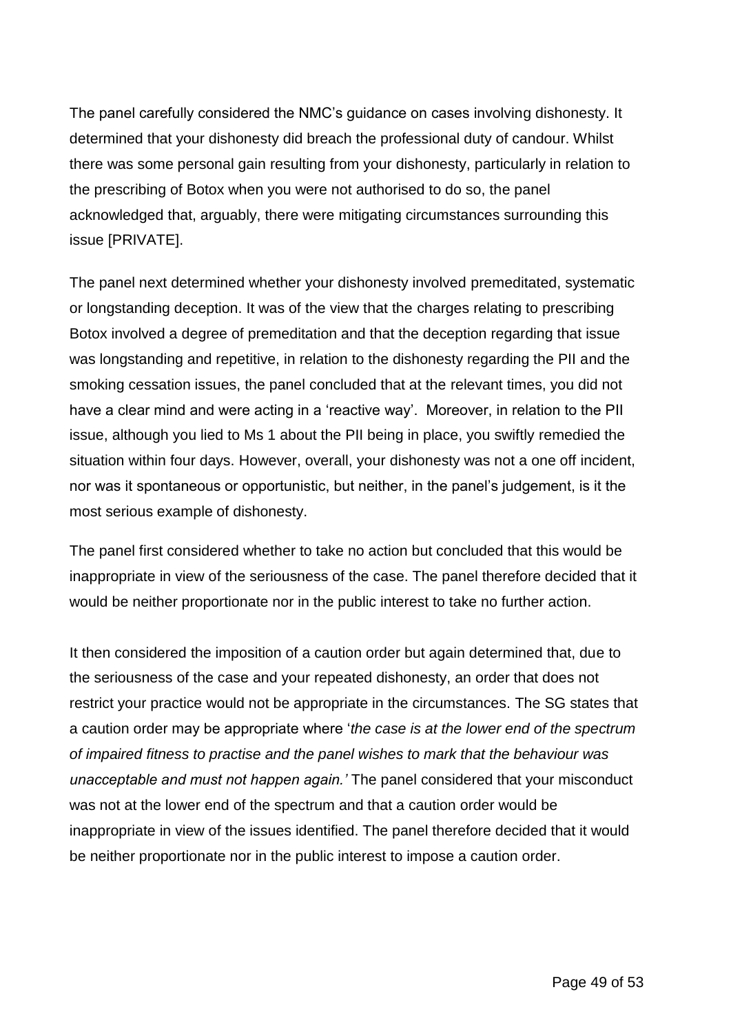The panel carefully considered the NMC's guidance on cases involving dishonesty. It determined that your dishonesty did breach the professional duty of candour. Whilst there was some personal gain resulting from your dishonesty, particularly in relation to the prescribing of Botox when you were not authorised to do so, the panel acknowledged that, arguably, there were mitigating circumstances surrounding this issue [PRIVATE].

The panel next determined whether your dishonesty involved premeditated, systematic or longstanding deception. It was of the view that the charges relating to prescribing Botox involved a degree of premeditation and that the deception regarding that issue was longstanding and repetitive, in relation to the dishonesty regarding the PII and the smoking cessation issues, the panel concluded that at the relevant times, you did not have a clear mind and were acting in a 'reactive way'. Moreover, in relation to the PII issue, although you lied to Ms 1 about the PII being in place, you swiftly remedied the situation within four days. However, overall, your dishonesty was not a one off incident, nor was it spontaneous or opportunistic, but neither, in the panel's judgement, is it the most serious example of dishonesty.

The panel first considered whether to take no action but concluded that this would be inappropriate in view of the seriousness of the case. The panel therefore decided that it would be neither proportionate nor in the public interest to take no further action.

It then considered the imposition of a caution order but again determined that, due to the seriousness of the case and your repeated dishonesty, an order that does not restrict your practice would not be appropriate in the circumstances. The SG states that a caution order may be appropriate where '*the case is at the lower end of the spectrum of impaired fitness to practise and the panel wishes to mark that the behaviour was unacceptable and must not happen again.'* The panel considered that your misconduct was not at the lower end of the spectrum and that a caution order would be inappropriate in view of the issues identified. The panel therefore decided that it would be neither proportionate nor in the public interest to impose a caution order.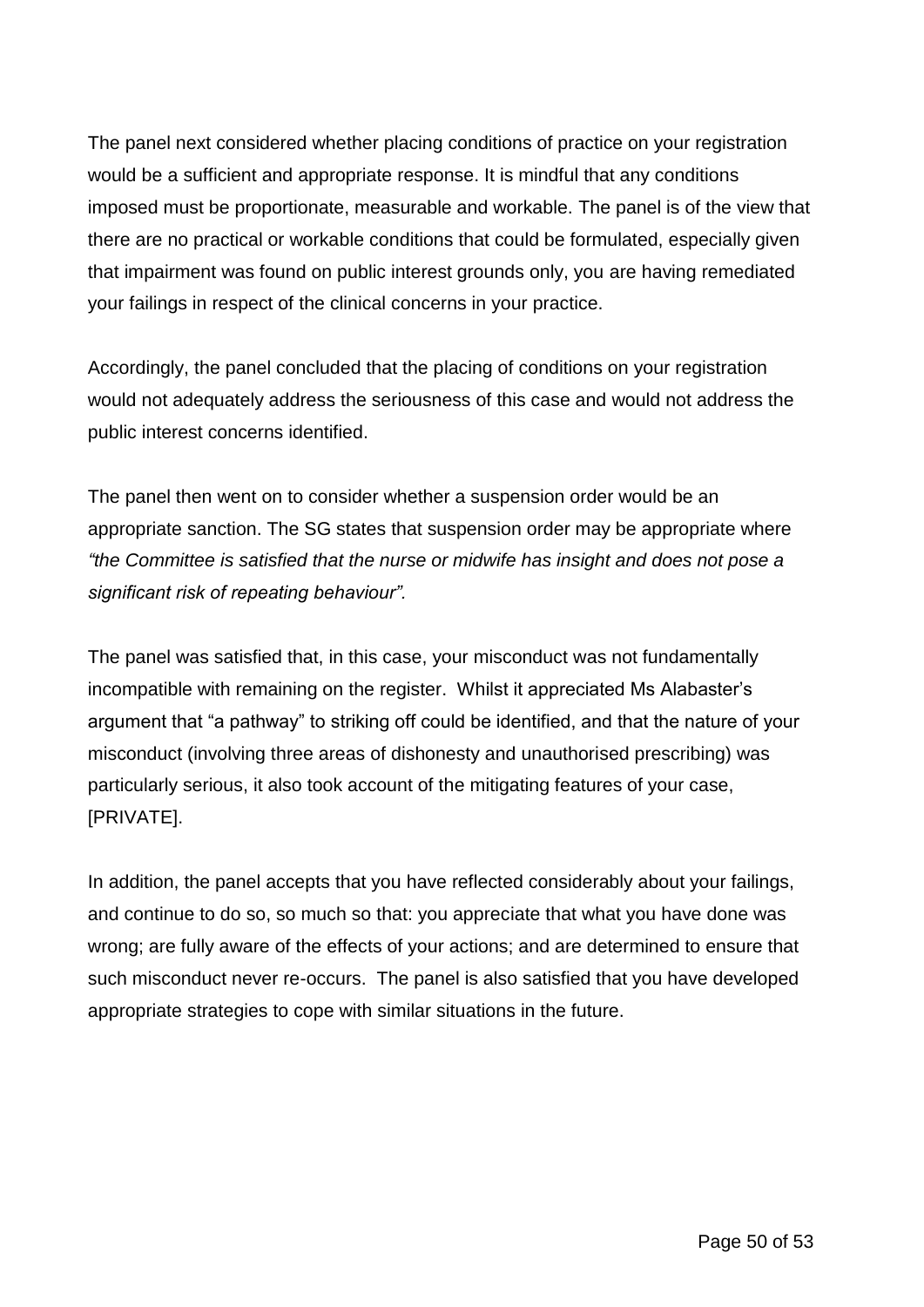The panel next considered whether placing conditions of practice on your registration would be a sufficient and appropriate response. It is mindful that any conditions imposed must be proportionate, measurable and workable. The panel is of the view that there are no practical or workable conditions that could be formulated, especially given that impairment was found on public interest grounds only, you are having remediated your failings in respect of the clinical concerns in your practice.

Accordingly, the panel concluded that the placing of conditions on your registration would not adequately address the seriousness of this case and would not address the public interest concerns identified.

The panel then went on to consider whether a suspension order would be an appropriate sanction. The SG states that suspension order may be appropriate where *"the Committee is satisfied that the nurse or midwife has insight and does not pose a significant risk of repeating behaviour".*

The panel was satisfied that, in this case, your misconduct was not fundamentally incompatible with remaining on the register. Whilst it appreciated Ms Alabaster's argument that "a pathway" to striking off could be identified, and that the nature of your misconduct (involving three areas of dishonesty and unauthorised prescribing) was particularly serious, it also took account of the mitigating features of your case, [PRIVATE].

In addition, the panel accepts that you have reflected considerably about your failings, and continue to do so, so much so that: you appreciate that what you have done was wrong; are fully aware of the effects of your actions; and are determined to ensure that such misconduct never re-occurs. The panel is also satisfied that you have developed appropriate strategies to cope with similar situations in the future.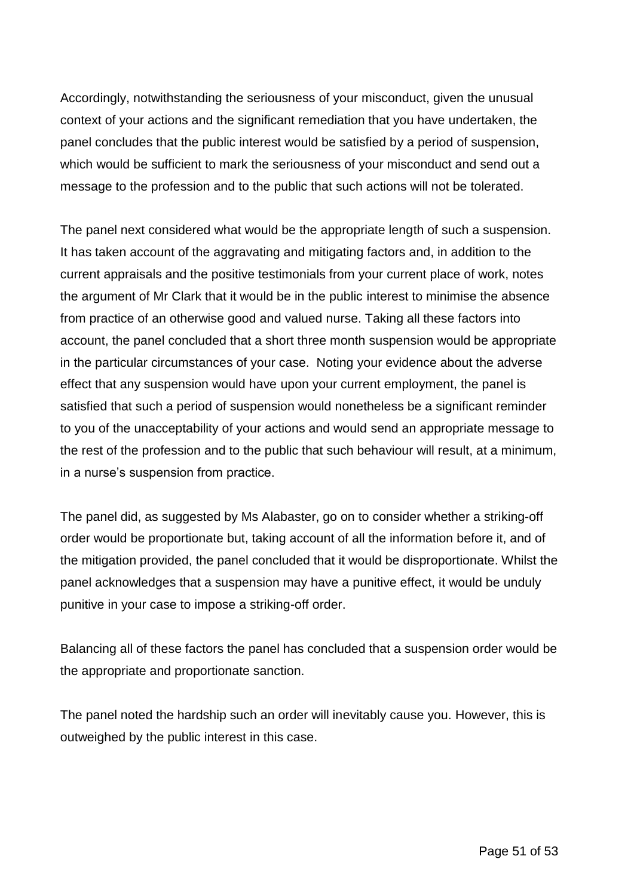Accordingly, notwithstanding the seriousness of your misconduct, given the unusual context of your actions and the significant remediation that you have undertaken, the panel concludes that the public interest would be satisfied by a period of suspension, which would be sufficient to mark the seriousness of your misconduct and send out a message to the profession and to the public that such actions will not be tolerated.

The panel next considered what would be the appropriate length of such a suspension. It has taken account of the aggravating and mitigating factors and, in addition to the current appraisals and the positive testimonials from your current place of work, notes the argument of Mr Clark that it would be in the public interest to minimise the absence from practice of an otherwise good and valued nurse. Taking all these factors into account, the panel concluded that a short three month suspension would be appropriate in the particular circumstances of your case. Noting your evidence about the adverse effect that any suspension would have upon your current employment, the panel is satisfied that such a period of suspension would nonetheless be a significant reminder to you of the unacceptability of your actions and would send an appropriate message to the rest of the profession and to the public that such behaviour will result, at a minimum, in a nurse's suspension from practice.

The panel did, as suggested by Ms Alabaster, go on to consider whether a striking-off order would be proportionate but, taking account of all the information before it, and of the mitigation provided, the panel concluded that it would be disproportionate. Whilst the panel acknowledges that a suspension may have a punitive effect, it would be unduly punitive in your case to impose a striking-off order.

Balancing all of these factors the panel has concluded that a suspension order would be the appropriate and proportionate sanction.

The panel noted the hardship such an order will inevitably cause you. However, this is outweighed by the public interest in this case.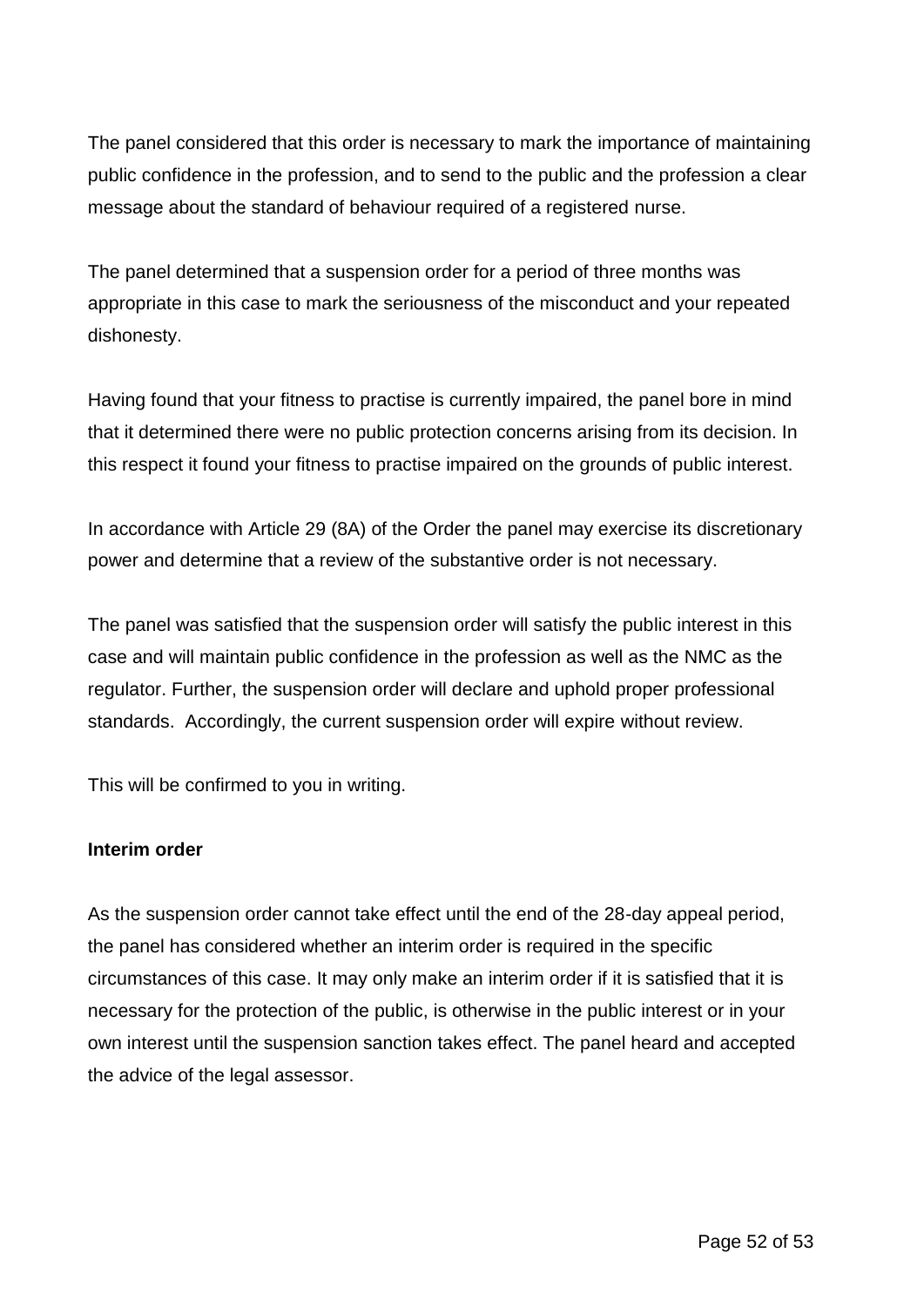The panel considered that this order is necessary to mark the importance of maintaining public confidence in the profession, and to send to the public and the profession a clear message about the standard of behaviour required of a registered nurse.

The panel determined that a suspension order for a period of three months was appropriate in this case to mark the seriousness of the misconduct and your repeated dishonesty.

Having found that your fitness to practise is currently impaired, the panel bore in mind that it determined there were no public protection concerns arising from its decision. In this respect it found your fitness to practise impaired on the grounds of public interest.

In accordance with Article 29 (8A) of the Order the panel may exercise its discretionary power and determine that a review of the substantive order is not necessary.

The panel was satisfied that the suspension order will satisfy the public interest in this case and will maintain public confidence in the profession as well as the NMC as the regulator. Further, the suspension order will declare and uphold proper professional standards. Accordingly, the current suspension order will expire without review.

This will be confirmed to you in writing.

**Interim order**

As the suspension order cannot take effect until the end of the 28-day appeal period, the panel has considered whether an interim order is required in the specific circumstances of this case. It may only make an interim order if it is satisfied that it is necessary for the protection of the public, is otherwise in the public interest or in your own interest until the suspension sanction takes effect. The panel heard and accepted the advice of the legal assessor.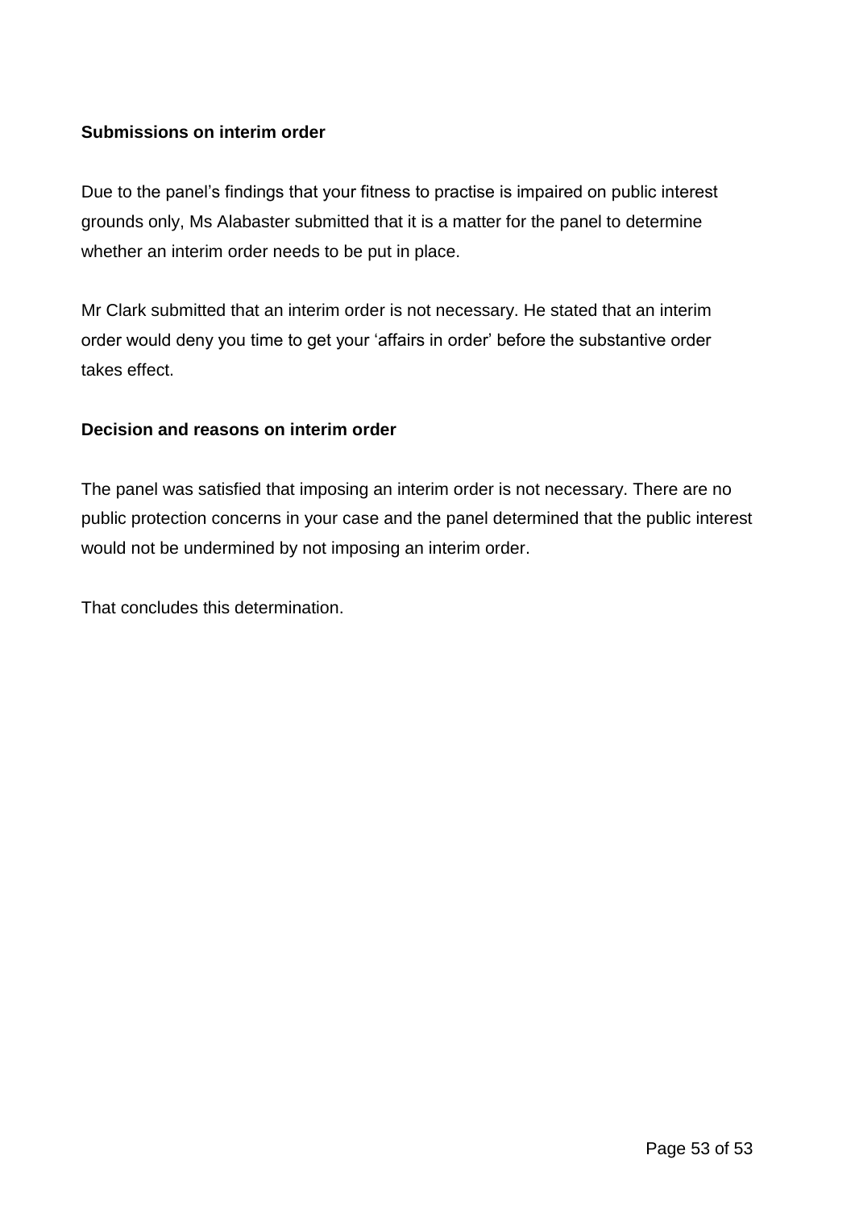**Submissions on interim order**

Due to the panel’s findings that your fitness to practise is impaired on public interest grounds only, Ms Alabaster submitted that it is a matter for the panel to determine whether an interim order needs to be put in place.

Mr Clark submitted that an interim order is not necessary. He stated that an interim order would deny you time to get your ‘affairs in order’ before the substantive order takes effect.

**Decision and reasons on interim order**

The panel was satisfied that imposing an interim order is not necessary. There are no public protection concerns in your case and the panel determined that the public interest would not be undermined by not imposing an interim order.

That concludes this determination.